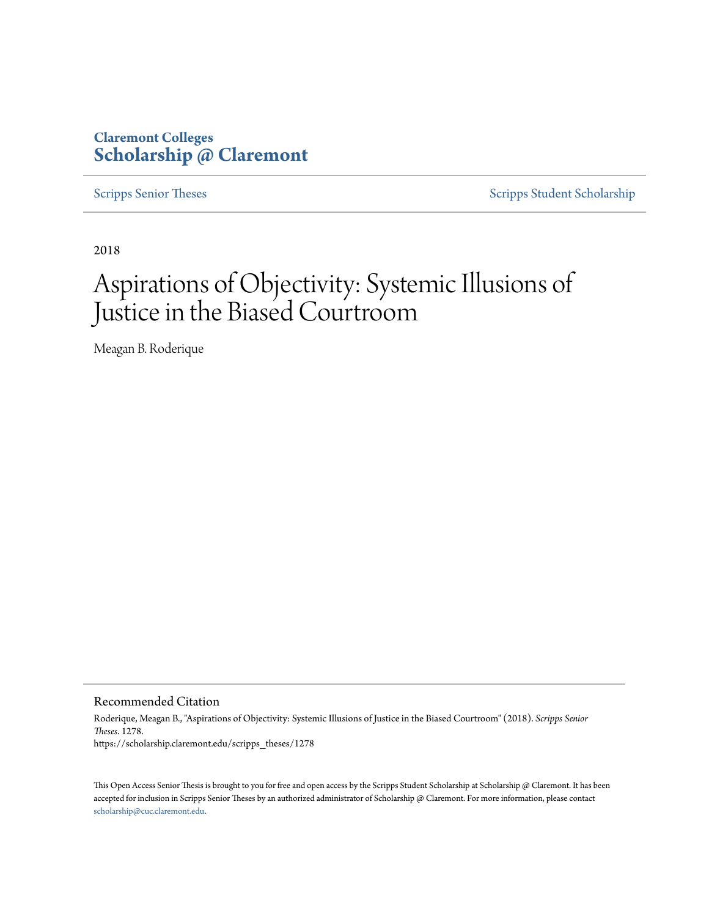Claremont Colleges
**Scholarship @ Claremont**

Scripps Senior Theses | Scripps Student Scholarship

2018

# Aspirations of Objectivity: Systemic Illusions of Justice in the Biased Courtroom

Meagan B. Roderique

## Recommended Citation

Roderique, Meagan B., "Aspirations of Objectivity: Systemic Illusions of Justice in the Biased Courtroom" (2018). *Scripps Senior Theses*. 1278.
https://scholarship.claremont.edu/scripps_theses/1278

This Open Access Senior Thesis is brought to you for free and open access by the Scripps Student Scholarship at Scholarship @ Claremont. It has been accepted for inclusion in Scripps Senior Theses by an authorized administrator of Scholarship @ Claremont. For more information, please contact scholarship@cuc.claremont.edu.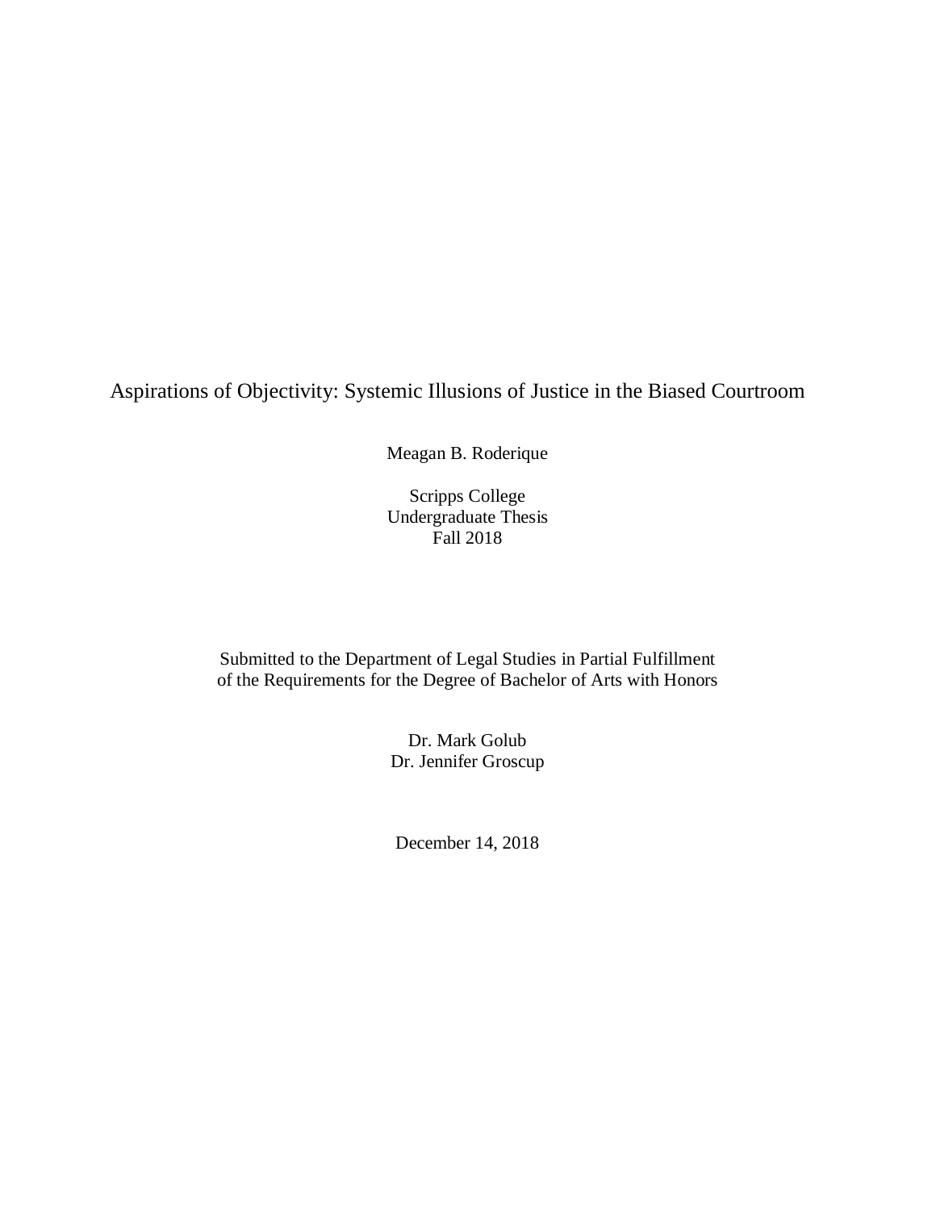# Aspirations of Objectivity: Systemic Illusions of Justice in the Biased Courtroom

Meagan B. Roderique

Scripps College
Undergraduate Thesis
Fall 2018

Submitted to the Department of Legal Studies in Partial Fulfillment
of the Requirements for the Degree of Bachelor of Arts with Honors

Dr. Mark Golub
Dr. Jennifer Groscup

December 14, 2018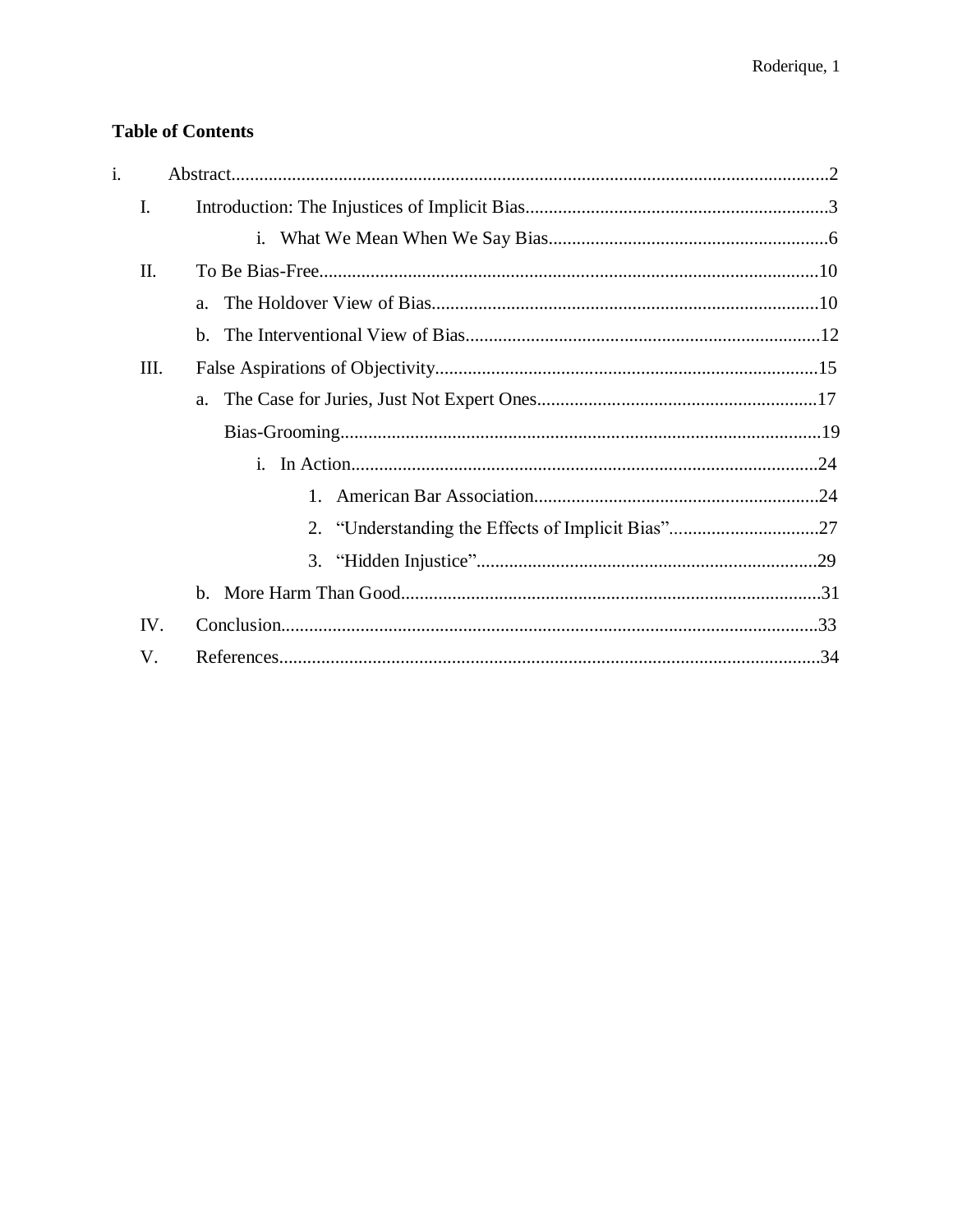**Table of Contents**

- i. Abstract....................................................2
  - I. Introduction: The Injustices of Implicit Bias....................................................3
    - i. What We Mean When We Say Bias....................................................6
  - II. To Be Bias-Free....................................................10
    - a. The Holdover View of Bias....................................................10
    - b. The Interventional View of Bias....................................................12
  - III. False Aspirations of Objectivity....................................................15
    - a. The Case for Juries, Just Not Expert Ones....................................................17
      - Bias-Grooming....................................................19
        - i. In Action....................................................24
          1. American Bar Association....................................................24
          2. "Understanding the Effects of Implicit Bias"....................................................27
          3. "Hidden Injustice"....................................................29
    - b. More Harm Than Good....................................................31
  - IV. Conclusion....................................................33
  - V. References....................................................34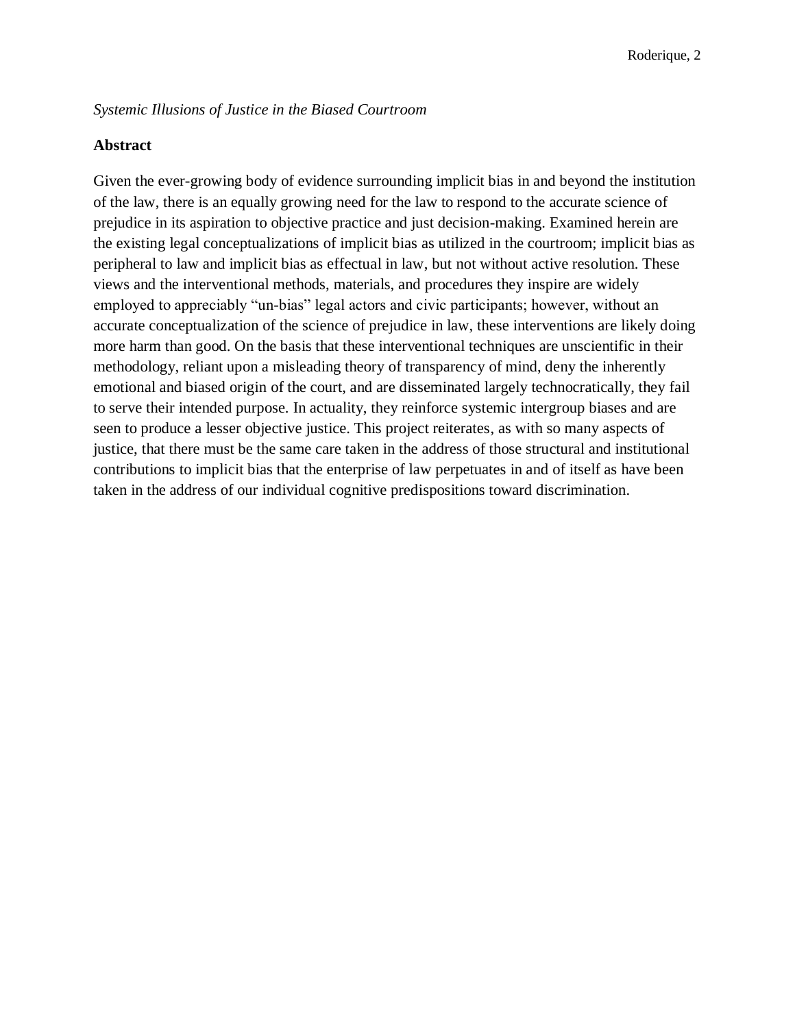*Systemic Illusions of Justice in the Biased Courtroom*

## Abstract

Given the ever-growing body of evidence surrounding implicit bias in and beyond the institution of the law, there is an equally growing need for the law to respond to the accurate science of prejudice in its aspiration to objective practice and just decision-making. Examined herein are the existing legal conceptualizations of implicit bias as utilized in the courtroom; implicit bias as peripheral to law and implicit bias as effectual in law, but not without active resolution. These views and the interventional methods, materials, and procedures they inspire are widely employed to appreciably "un-bias" legal actors and civic participants; however, without an accurate conceptualization of the science of prejudice in law, these interventions are likely doing more harm than good. On the basis that these interventional techniques are unscientific in their methodology, reliant upon a misleading theory of transparency of mind, deny the inherently emotional and biased origin of the court, and are disseminated largely technocratically, they fail to serve their intended purpose. In actuality, they reinforce systemic intergroup biases and are seen to produce a lesser objective justice. This project reiterates, as with so many aspects of justice, that there must be the same care taken in the address of those structural and institutional contributions to implicit bias that the enterprise of law perpetuates in and of itself as have been taken in the address of our individual cognitive predispositions toward discrimination.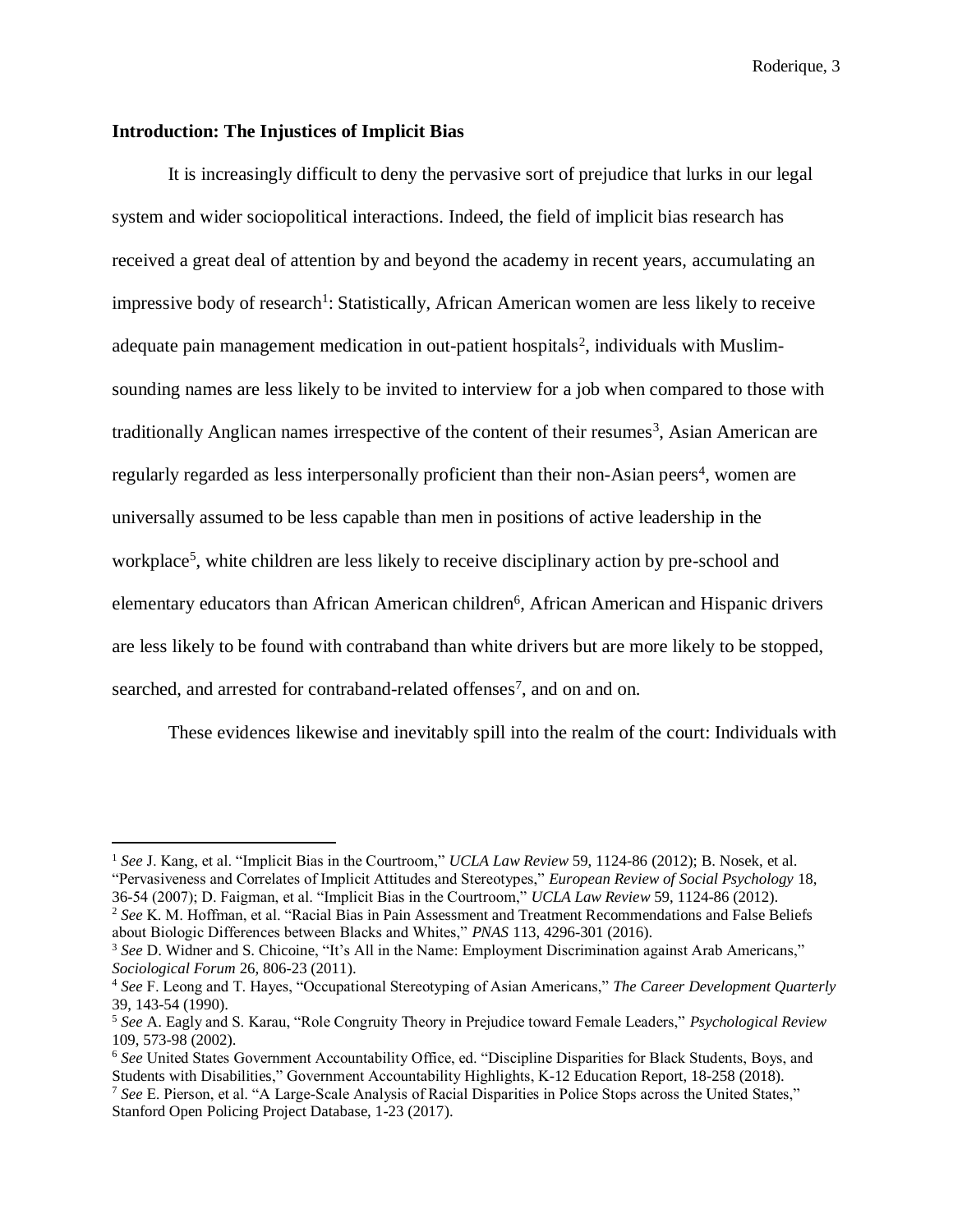## Introduction: The Injustices of Implicit Bias

It is increasingly difficult to deny the pervasive sort of prejudice that lurks in our legal system and wider sociopolitical interactions. Indeed, the field of implicit bias research has received a great deal of attention by and beyond the academy in recent years, accumulating an impressive body of research[1]: Statistically, African American women are less likely to receive adequate pain management medication in out-patient hospitals[2], individuals with Muslim-sounding names are less likely to be invited to interview for a job when compared to those with traditionally Anglican names irrespective of the content of their resumes[3], Asian American are regularly regarded as less interpersonally proficient than their non-Asian peers[4], women are universally assumed to be less capable than men in positions of active leadership in the workplace[5], white children are less likely to receive disciplinary action by pre-school and elementary educators than African American children[6], African American and Hispanic drivers are less likely to be found with contraband than white drivers but are more likely to be stopped, searched, and arrested for contraband-related offenses[7], and on and on.

These evidences likewise and inevitably spill into the realm of the court: Individuals with

---

[1] *See* J. Kang, et al. "Implicit Bias in the Courtroom," *UCLA Law Review* 59, 1124-86 (2012); B. Nosek, et al. "Pervasiveness and Correlates of Implicit Attitudes and Stereotypes," *European Review of Social Psychology* 18, 36-54 (2007); D. Faigman, et al. "Implicit Bias in the Courtroom," *UCLA Law Review* 59, 1124-86 (2012).

[2] *See* K. M. Hoffman, et al. "Racial Bias in Pain Assessment and Treatment Recommendations and False Beliefs about Biologic Differences between Blacks and Whites," *PNAS* 113, 4296-301 (2016).

[3] *See* D. Widner and S. Chicoine, "It's All in the Name: Employment Discrimination against Arab Americans," *Sociological Forum* 26, 806-23 (2011).

[4] *See* F. Leong and T. Hayes, "Occupational Stereotyping of Asian Americans," *The Career Development Quarterly* 39, 143-54 (1990).

[5] *See* A. Eagly and S. Karau, "Role Congruity Theory in Prejudice toward Female Leaders," *Psychological Review* 109, 573-98 (2002).

[6] *See* United States Government Accountability Office, ed. "Discipline Disparities for Black Students, Boys, and Students with Disabilities," Government Accountability Highlights, K-12 Education Report, 18-258 (2018).

[7] *See* E. Pierson, et al. "A Large-Scale Analysis of Racial Disparities in Police Stops across the United States," Stanford Open Policing Project Database, 1-23 (2017).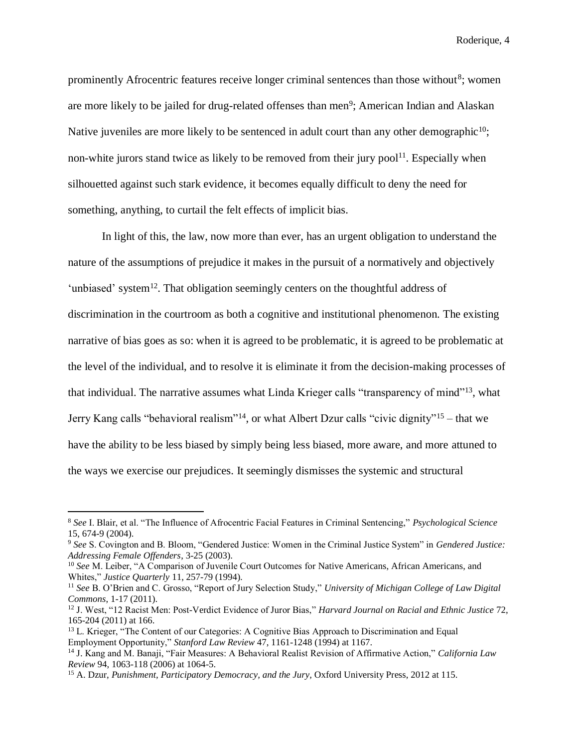prominently Afrocentric features receive longer criminal sentences than those without[8]; women are more likely to be jailed for drug-related offenses than men[9]; American Indian and Alaskan Native juveniles are more likely to be sentenced in adult court than any other demographic[10]; non-white jurors stand twice as likely to be removed from their jury pool[11]. Especially when silhouetted against such stark evidence, it becomes equally difficult to deny the need for something, anything, to curtail the felt effects of implicit bias.

In light of this, the law, now more than ever, has an urgent obligation to understand the nature of the assumptions of prejudice it makes in the pursuit of a normatively and objectively 'unbiased' system[12]. That obligation seemingly centers on the thoughtful address of discrimination in the courtroom as both a cognitive and institutional phenomenon. The existing narrative of bias goes as so: when it is agreed to be problematic, it is agreed to be problematic at the level of the individual, and to resolve it is eliminate it from the decision-making processes of that individual. The narrative assumes what Linda Krieger calls "transparency of mind"[13], what Jerry Kang calls "behavioral realism"[14], or what Albert Dzur calls "civic dignity"[15] – that we have the ability to be less biased by simply being less biased, more aware, and more attuned to the ways we exercise our prejudices. It seemingly dismisses the systemic and structural

---

[8] *See* I. Blair, et al. "The Influence of Afrocentric Facial Features in Criminal Sentencing," *Psychological Science* 15, 674-9 (2004).

[9] *See* S. Covington and B. Bloom, "Gendered Justice: Women in the Criminal Justice System" in *Gendered Justice: Addressing Female Offenders*, 3-25 (2003).

[10] *See* M. Leiber, "A Comparison of Juvenile Court Outcomes for Native Americans, African Americans, and Whites," *Justice Quarterly* 11, 257-79 (1994).

[11] *See* B. O'Brien and C. Grosso, "Report of Jury Selection Study," *University of Michigan College of Law Digital Commons*, 1-17 (2011).

[12] J. West, "12 Racist Men: Post-Verdict Evidence of Juror Bias," *Harvard Journal on Racial and Ethnic Justice* 72, 165-204 (2011) at 166.

[13] L. Krieger, "The Content of our Categories: A Cognitive Bias Approach to Discrimination and Equal Employment Opportunity," *Stanford Law Review* 47, 1161-1248 (1994) at 1167.

[14] J. Kang and M. Banaji, "Fair Measures: A Behavioral Realist Revision of Affirmative Action," *California Law Review* 94, 1063-118 (2006) at 1064-5.

[15] A. Dzur, *Punishment, Participatory Democracy, and the Jury*, Oxford University Press, 2012 at 115.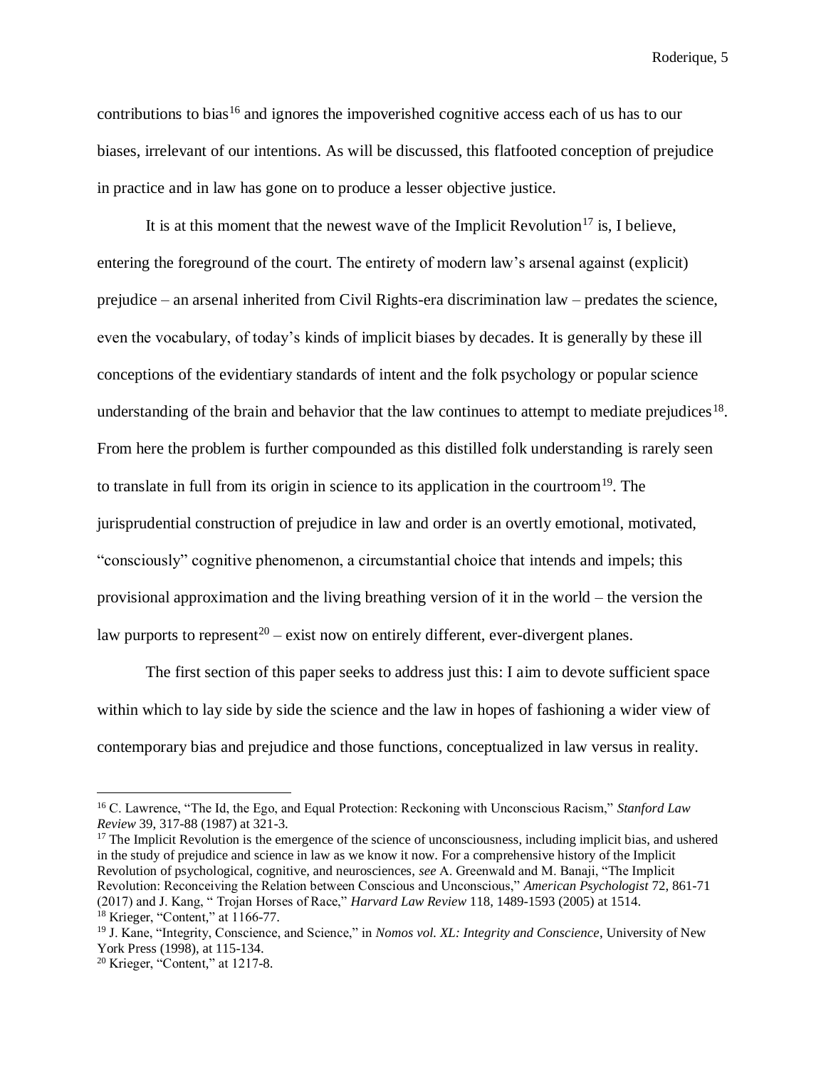contributions to bias[16] and ignores the impoverished cognitive access each of us has to our biases, irrelevant of our intentions. As will be discussed, this flatfooted conception of prejudice in practice and in law has gone on to produce a lesser objective justice.

It is at this moment that the newest wave of the Implicit Revolution[17] is, I believe, entering the foreground of the court. The entirety of modern law's arsenal against (explicit) prejudice – an arsenal inherited from Civil Rights-era discrimination law – predates the science, even the vocabulary, of today's kinds of implicit biases by decades. It is generally by these ill conceptions of the evidentiary standards of intent and the folk psychology or popular science understanding of the brain and behavior that the law continues to attempt to mediate prejudices[18]. From here the problem is further compounded as this distilled folk understanding is rarely seen to translate in full from its origin in science to its application in the courtroom[19]. The jurisprudential construction of prejudice in law and order is an overtly emotional, motivated, "consciously" cognitive phenomenon, a circumstantial choice that intends and impels; this provisional approximation and the living breathing version of it in the world – the version the law purports to represent[20] – exist now on entirely different, ever-divergent planes.

The first section of this paper seeks to address just this: I aim to devote sufficient space within which to lay side by side the science and the law in hopes of fashioning a wider view of contemporary bias and prejudice and those functions, conceptualized in law versus in reality.

---

[16] C. Lawrence, "The Id, the Ego, and Equal Protection: Reckoning with Unconscious Racism," *Stanford Law Review* 39, 317-88 (1987) at 321-3.

[17] The Implicit Revolution is the emergence of the science of unconsciousness, including implicit bias, and ushered in the study of prejudice and science in law as we know it now. For a comprehensive history of the Implicit Revolution of psychological, cognitive, and neurosciences, *see* A. Greenwald and M. Banaji, "The Implicit Revolution: Reconceiving the Relation between Conscious and Unconscious," *American Psychologist* 72, 861-71 (2017) and J. Kang, " Trojan Horses of Race," *Harvard Law Review* 118, 1489-1593 (2005) at 1514.

[18] Krieger, "Content," at 1166-77.

[19] J. Kane, "Integrity, Conscience, and Science," in *Nomos vol. XL: Integrity and Conscience*, University of New York Press (1998), at 115-134.

[20] Krieger, "Content," at 1217-8.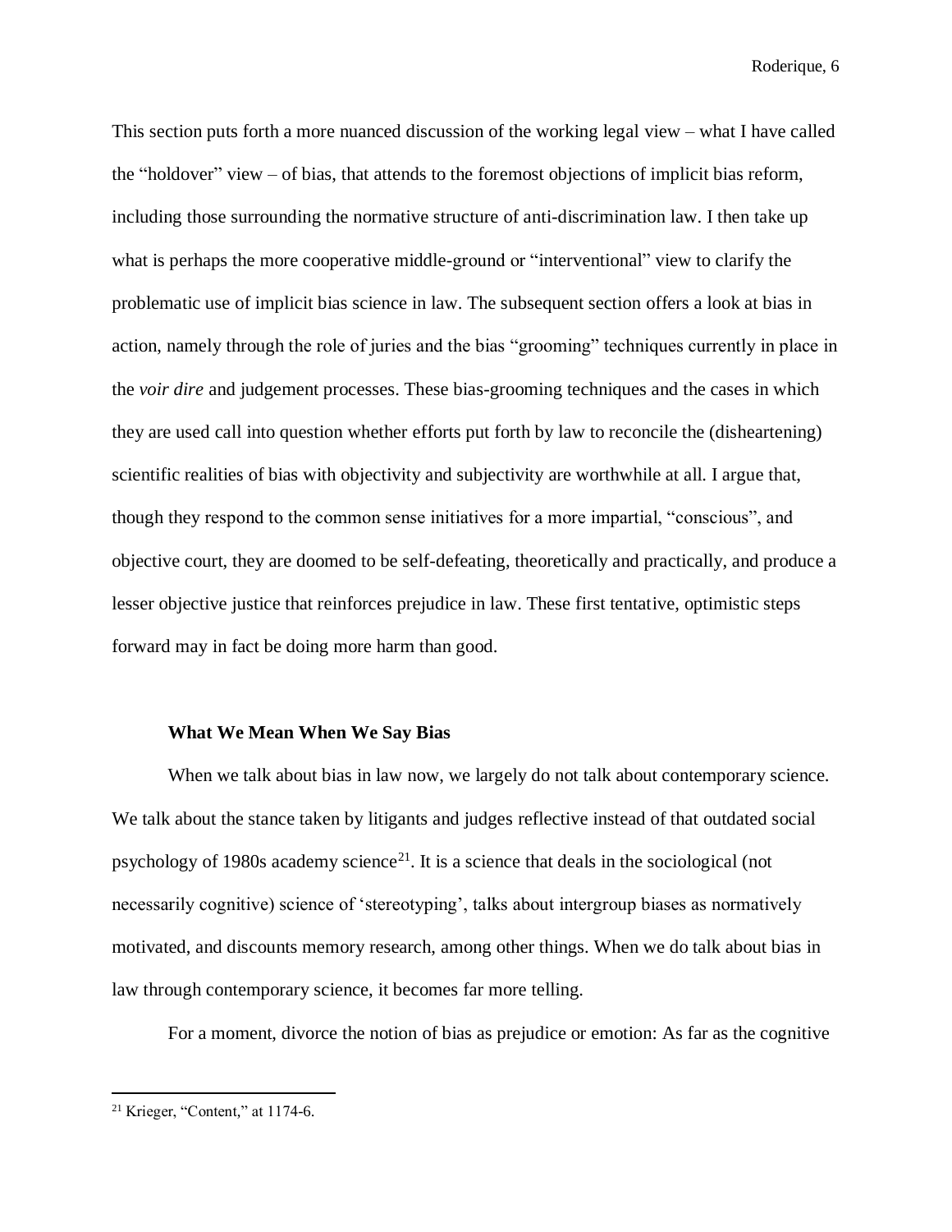This section puts forth a more nuanced discussion of the working legal view – what I have called the "holdover" view – of bias, that attends to the foremost objections of implicit bias reform, including those surrounding the normative structure of anti-discrimination law. I then take up what is perhaps the more cooperative middle-ground or "interventional" view to clarify the problematic use of implicit bias science in law. The subsequent section offers a look at bias in action, namely through the role of juries and the bias "grooming" techniques currently in place in the *voir dire* and judgement processes. These bias-grooming techniques and the cases in which they are used call into question whether efforts put forth by law to reconcile the (disheartening) scientific realities of bias with objectivity and subjectivity are worthwhile at all. I argue that, though they respond to the common sense initiatives for a more impartial, "conscious", and objective court, they are doomed to be self-defeating, theoretically and practically, and produce a lesser objective justice that reinforces prejudice in law. These first tentative, optimistic steps forward may in fact be doing more harm than good.

### What We Mean When We Say Bias

When we talk about bias in law now, we largely do not talk about contemporary science. We talk about the stance taken by litigants and judges reflective instead of that outdated social psychology of 1980s academy science[21]. It is a science that deals in the sociological (not necessarily cognitive) science of 'stereotyping', talks about intergroup biases as normatively motivated, and discounts memory research, among other things. When we do talk about bias in law through contemporary science, it becomes far more telling.

For a moment, divorce the notion of bias as prejudice or emotion: As far as the cognitive

---

[21] Krieger, "Content," at 1174-6.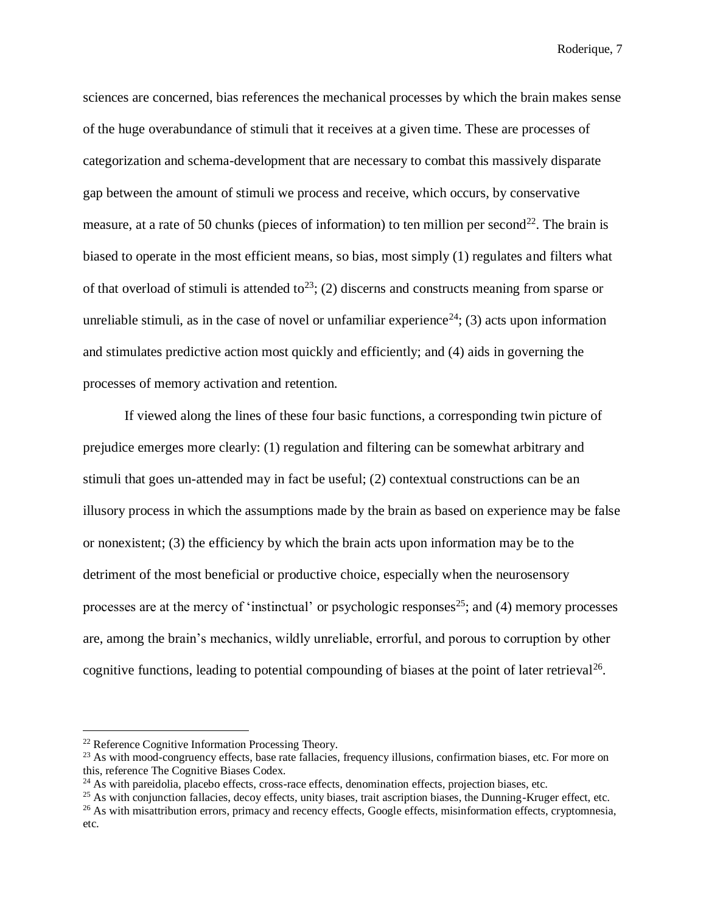sciences are concerned, bias references the mechanical processes by which the brain makes sense of the huge overabundance of stimuli that it receives at a given time. These are processes of categorization and schema-development that are necessary to combat this massively disparate gap between the amount of stimuli we process and receive, which occurs, by conservative measure, at a rate of 50 chunks (pieces of information) to ten million per second[22]. The brain is biased to operate in the most efficient means, so bias, most simply (1) regulates and filters what of that overload of stimuli is attended to[23]; (2) discerns and constructs meaning from sparse or unreliable stimuli, as in the case of novel or unfamiliar experience[24]; (3) acts upon information and stimulates predictive action most quickly and efficiently; and (4) aids in governing the processes of memory activation and retention.

If viewed along the lines of these four basic functions, a corresponding twin picture of prejudice emerges more clearly: (1) regulation and filtering can be somewhat arbitrary and stimuli that goes un-attended may in fact be useful; (2) contextual constructions can be an illusory process in which the assumptions made by the brain as based on experience may be false or nonexistent; (3) the efficiency by which the brain acts upon information may be to the detriment of the most beneficial or productive choice, especially when the neurosensory processes are at the mercy of 'instinctual' or psychologic responses[25]; and (4) memory processes are, among the brain's mechanics, wildly unreliable, errorful, and porous to corruption by other cognitive functions, leading to potential compounding of biases at the point of later retrieval[26].

---

[22] Reference Cognitive Information Processing Theory.

[23] As with mood-congruency effects, base rate fallacies, frequency illusions, confirmation biases, etc. For more on this, reference The Cognitive Biases Codex.

[24] As with pareidolia, placebo effects, cross-race effects, denomination effects, projection biases, etc.

[25] As with conjunction fallacies, decoy effects, unity biases, trait ascription biases, the Dunning-Kruger effect, etc.

[26] As with misattribution errors, primacy and recency effects, Google effects, misinformation effects, cryptomnesia, etc.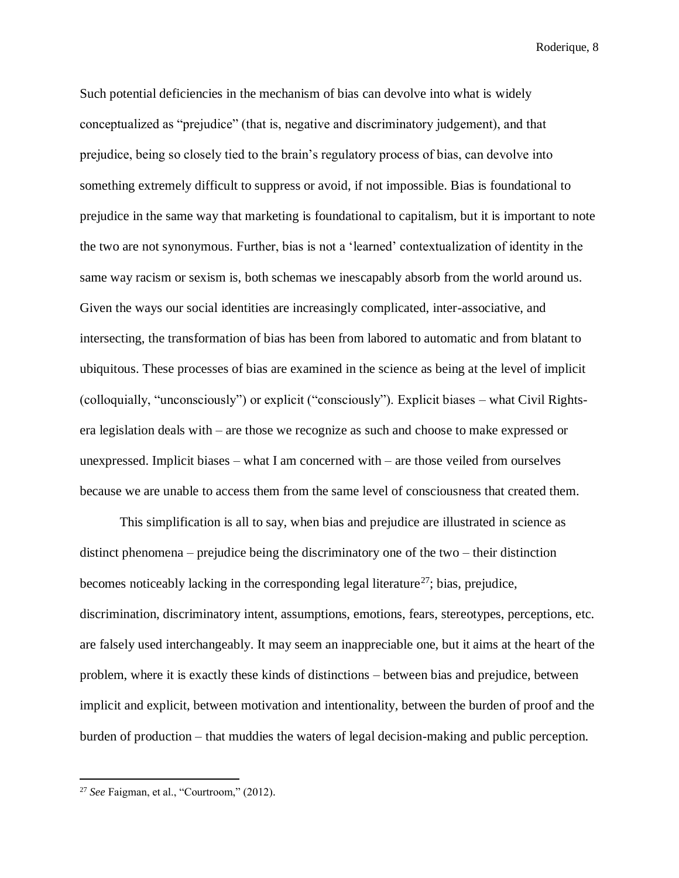Such potential deficiencies in the mechanism of bias can devolve into what is widely conceptualized as "prejudice" (that is, negative and discriminatory judgement), and that prejudice, being so closely tied to the brain's regulatory process of bias, can devolve into something extremely difficult to suppress or avoid, if not impossible. Bias is foundational to prejudice in the same way that marketing is foundational to capitalism, but it is important to note the two are not synonymous. Further, bias is not a 'learned' contextualization of identity in the same way racism or sexism is, both schemas we inescapably absorb from the world around us. Given the ways our social identities are increasingly complicated, inter-associative, and intersecting, the transformation of bias has been from labored to automatic and from blatant to ubiquitous. These processes of bias are examined in the science as being at the level of implicit (colloquially, "unconsciously") or explicit ("consciously"). Explicit biases – what Civil Rights-era legislation deals with – are those we recognize as such and choose to make expressed or unexpressed. Implicit biases – what I am concerned with – are those veiled from ourselves because we are unable to access them from the same level of consciousness that created them.

This simplification is all to say, when bias and prejudice are illustrated in science as distinct phenomena – prejudice being the discriminatory one of the two – their distinction becomes noticeably lacking in the corresponding legal literature[27]; bias, prejudice, discrimination, discriminatory intent, assumptions, emotions, fears, stereotypes, perceptions, etc. are falsely used interchangeably. It may seem an inappreciable one, but it aims at the heart of the problem, where it is exactly these kinds of distinctions – between bias and prejudice, between implicit and explicit, between motivation and intentionality, between the burden of proof and the burden of production – that muddies the waters of legal decision-making and public perception.

---

[27] *See* Faigman, et al., "Courtroom," (2012).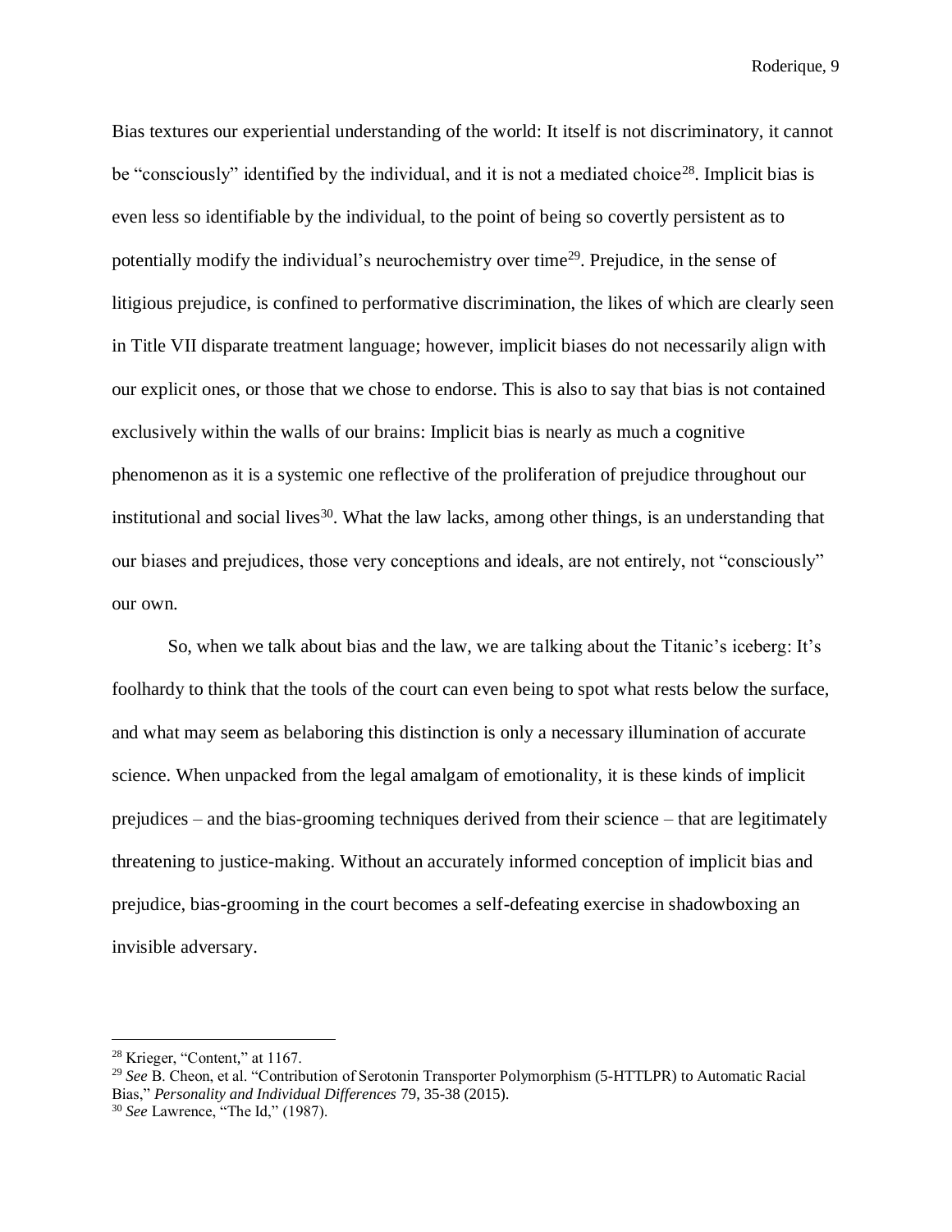Bias textures our experiential understanding of the world: It itself is not discriminatory, it cannot be "consciously" identified by the individual, and it is not a mediated choice[28]. Implicit bias is even less so identifiable by the individual, to the point of being so covertly persistent as to potentially modify the individual's neurochemistry over time[29]. Prejudice, in the sense of litigious prejudice, is confined to performative discrimination, the likes of which are clearly seen in Title VII disparate treatment language; however, implicit biases do not necessarily align with our explicit ones, or those that we chose to endorse. This is also to say that bias is not contained exclusively within the walls of our brains: Implicit bias is nearly as much a cognitive phenomenon as it is a systemic one reflective of the proliferation of prejudice throughout our institutional and social lives[30]. What the law lacks, among other things, is an understanding that our biases and prejudices, those very conceptions and ideals, are not entirely, not "consciously" our own.

So, when we talk about bias and the law, we are talking about the Titanic's iceberg: It's foolhardy to think that the tools of the court can even being to spot what rests below the surface, and what may seem as belaboring this distinction is only a necessary illumination of accurate science. When unpacked from the legal amalgam of emotionality, it is these kinds of implicit prejudices – and the bias-grooming techniques derived from their science – that are legitimately threatening to justice-making. Without an accurately informed conception of implicit bias and prejudice, bias-grooming in the court becomes a self-defeating exercise in shadowboxing an invisible adversary.

---

[28] Krieger, "Content," at 1167.

[29] *See* B. Cheon, et al. "Contribution of Serotonin Transporter Polymorphism (5-HTTLPR) to Automatic Racial Bias," *Personality and Individual Differences* 79, 35-38 (2015).

[30] *See* Lawrence, "The Id," (1987).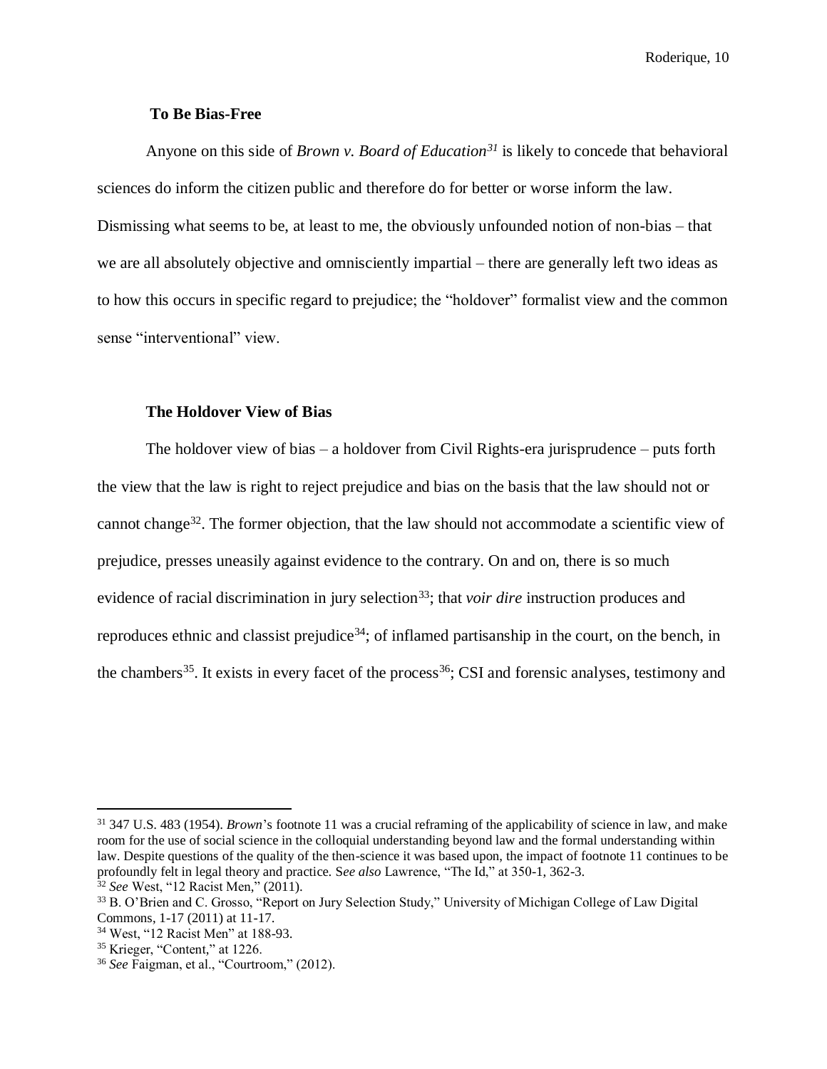### To Be Bias-Free

Anyone on this side of *Brown v. Board of Education*[31] is likely to concede that behavioral sciences do inform the citizen public and therefore do for better or worse inform the law. Dismissing what seems to be, at least to me, the obviously unfounded notion of non-bias – that we are all absolutely objective and omnisciently impartial – there are generally left two ideas as to how this occurs in specific regard to prejudice; the "holdover" formalist view and the common sense "interventional" view.

### The Holdover View of Bias

The holdover view of bias – a holdover from Civil Rights-era jurisprudence – puts forth the view that the law is right to reject prejudice and bias on the basis that the law should not or cannot change[32]. The former objection, that the law should not accommodate a scientific view of prejudice, presses uneasily against evidence to the contrary. On and on, there is so much evidence of racial discrimination in jury selection[33]; that *voir dire* instruction produces and reproduces ethnic and classist prejudice[34]; of inflamed partisanship in the court, on the bench, in the chambers[35]. It exists in every facet of the process[36]; CSI and forensic analyses, testimony and

---

[31] 347 U.S. 483 (1954). *Brown*'s footnote 11 was a crucial reframing of the applicability of science in law, and make room for the use of social science in the colloquial understanding beyond law and the formal understanding within law. Despite questions of the quality of the then-science it was based upon, the impact of footnote 11 continues to be profoundly felt in legal theory and practice. *See also* Lawrence, "The Id," at 350-1, 362-3.

[32] *See* West, "12 Racist Men," (2011).

[33] B. O'Brien and C. Grosso, "Report on Jury Selection Study," University of Michigan College of Law Digital Commons, 1-17 (2011) at 11-17.

[34] West, "12 Racist Men" at 188-93.

[35] Krieger, "Content," at 1226.

[36] *See* Faigman, et al., "Courtroom," (2012).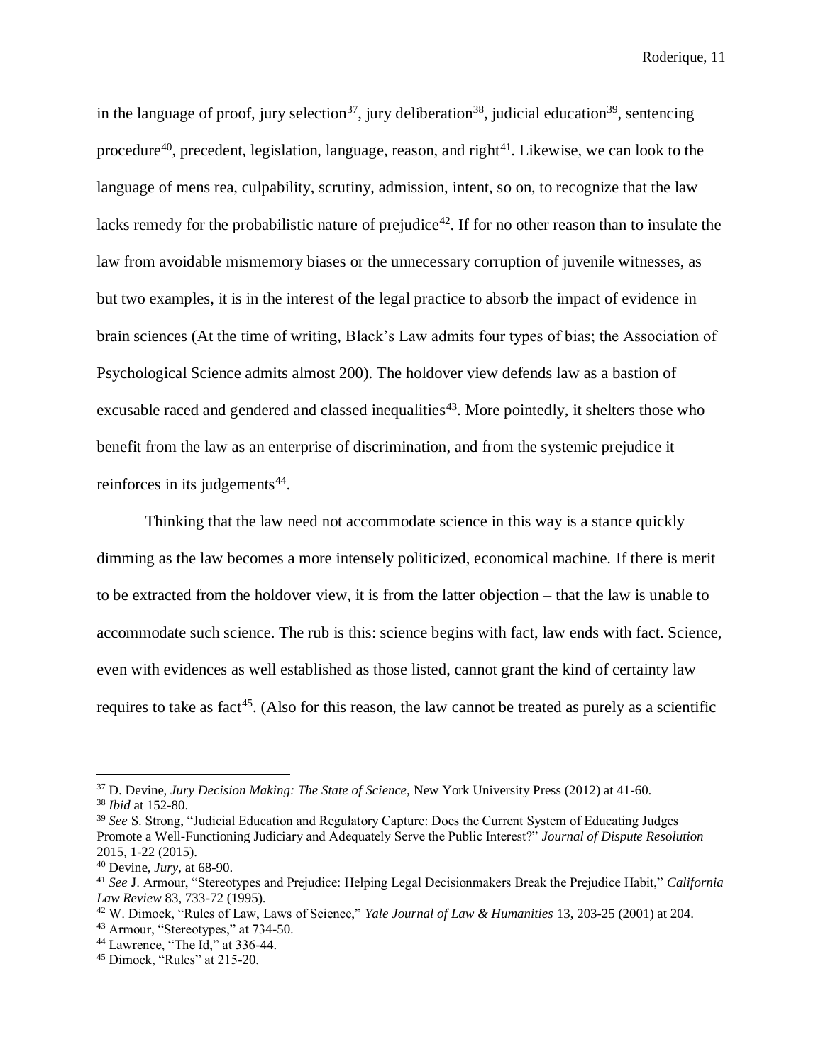in the language of proof, jury selection[37], jury deliberation[38], judicial education[39], sentencing procedure[40], precedent, legislation, language, reason, and right[41]. Likewise, we can look to the language of mens rea, culpability, scrutiny, admission, intent, so on, to recognize that the law lacks remedy for the probabilistic nature of prejudice[42]. If for no other reason than to insulate the law from avoidable mismemory biases or the unnecessary corruption of juvenile witnesses, as but two examples, it is in the interest of the legal practice to absorb the impact of evidence in brain sciences (At the time of writing, Black's Law admits four types of bias; the Association of Psychological Science admits almost 200). The holdover view defends law as a bastion of excusable raced and gendered and classed inequalities[43]. More pointedly, it shelters those who benefit from the law as an enterprise of discrimination, and from the systemic prejudice it reinforces in its judgements[44].

Thinking that the law need not accommodate science in this way is a stance quickly dimming as the law becomes a more intensely politicized, economical machine. If there is merit to be extracted from the holdover view, it is from the latter objection – that the law is unable to accommodate such science. The rub is this: science begins with fact, law ends with fact. Science, even with evidences as well established as those listed, cannot grant the kind of certainty law requires to take as fact[45]. (Also for this reason, the law cannot be treated as purely as a scientific

---

[37] D. Devine, *Jury Decision Making: The State of Science,* New York University Press (2012) at 41-60.

[38] *Ibid* at 152-80.

[39] *See* S. Strong, "Judicial Education and Regulatory Capture: Does the Current System of Educating Judges Promote a Well-Functioning Judiciary and Adequately Serve the Public Interest?" *Journal of Dispute Resolution* 2015, 1-22 (2015).

[40] Devine, *Jury,* at 68-90.

[41] *See* J. Armour, "Stereotypes and Prejudice: Helping Legal Decisionmakers Break the Prejudice Habit," *California Law Review* 83, 733-72 (1995).

[42] W. Dimock, "Rules of Law, Laws of Science," *Yale Journal of Law & Humanities* 13, 203-25 (2001) at 204.

[43] Armour, "Stereotypes," at 734-50.

[44] Lawrence, "The Id," at 336-44.

[45] Dimock, "Rules" at 215-20.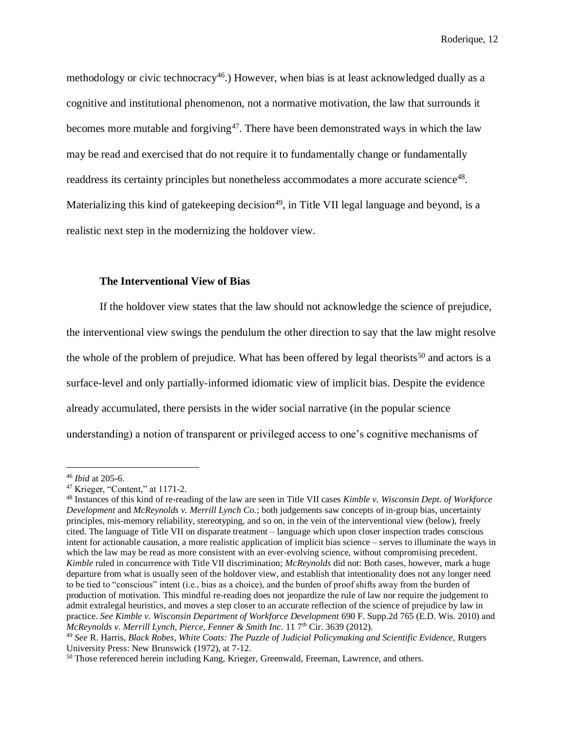methodology or civic technocracy[46].) However, when bias is at least acknowledged dually as a cognitive and institutional phenomenon, not a normative motivation, the law that surrounds it becomes more mutable and forgiving[47]. There have been demonstrated ways in which the law may be read and exercised that do not require it to fundamentally change or fundamentally readdress its certainty principles but nonetheless accommodates a more accurate science[48]. Materializing this kind of gatekeeping decision[49], in Title VII legal language and beyond, is a realistic next step in the modernizing the holdover view.

### The Interventional View of Bias

If the holdover view states that the law should not acknowledge the science of prejudice, the interventional view swings the pendulum the other direction to say that the law might resolve the whole of the problem of prejudice. What has been offered by legal theorists[50] and actors is a surface-level and only partially-informed idiomatic view of implicit bias. Despite the evidence already accumulated, there persists in the wider social narrative (in the popular science understanding) a notion of transparent or privileged access to one's cognitive mechanisms of

---

[46] *Ibid* at 205-6.

[47] Krieger, "Content," at 1171-2.

[48] Instances of this kind of re-reading of the law are seen in Title VII cases *Kimble v. Wisconsin Dept. of Workforce Development* and *McReynolds v. Merrill Lynch Co.*; both judgements saw concepts of in-group bias, uncertainty principles, mis-memory reliability, stereotyping, and so on, in the vein of the interventional view (below), freely cited. The language of Title VII on disparate treatment – language which upon closer inspection trades conscious intent for actionable causation, a more realistic application of implicit bias science – serves to illuminate the ways in which the law may be read as more consistent with an ever-evolving science, without compromising precedent. *Kimble* ruled in concurrence with Title VII discrimination; *McReynolds* did not: Both cases, however, mark a huge departure from what is usually seen of the holdover view, and establish that intentionality does not any longer need to be tied to "conscious" intent (i.e., bias as a choice), and the burden of proof shifts away from the burden of production of motivation. This mindful re-reading does not jeopardize the rule of law nor require the judgement to admit extralegal heuristics, and moves a step closer to an accurate reflection of the science of prejudice by law in practice. *See Kimble v. Wisconsin Department of Workforce Development* 690 F. Supp.2d 765 (E.D. Wis. 2010) and *McReynolds v. Merrill Lynch, Pierce, Fenner & Smith Inc.* 11 7th Cir. 3639 (2012).

[49] *See* R. Harris, *Black Robes, White Coats: The Puzzle of Judicial Policymaking and Scientific Evidence,* Rutgers University Press: New Brunswick (1972), at 7-12.

[50] Those referenced herein including Kang, Krieger, Greenwald, Freeman, Lawrence, and others.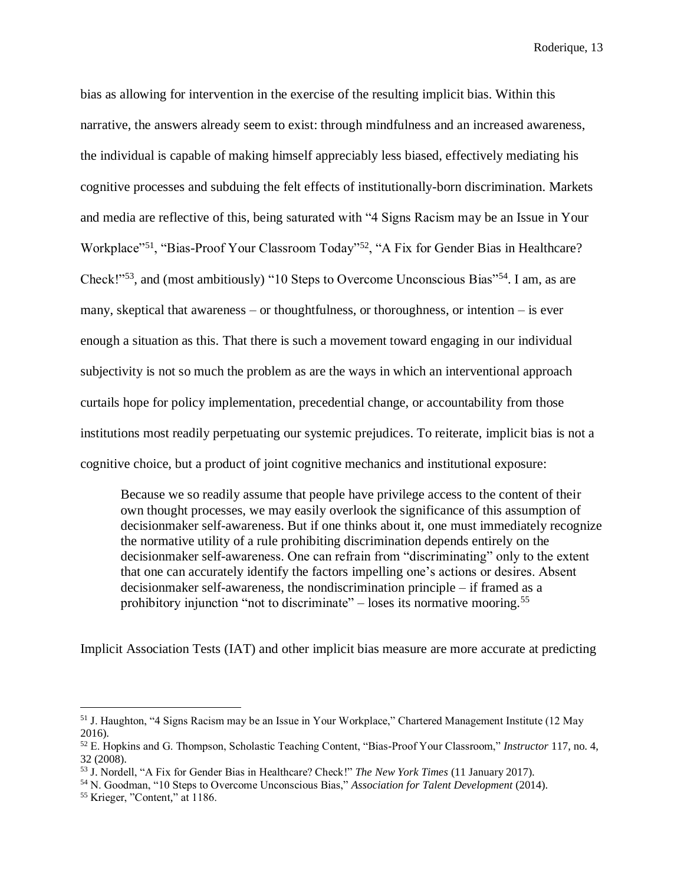bias as allowing for intervention in the exercise of the resulting implicit bias. Within this narrative, the answers already seem to exist: through mindfulness and an increased awareness, the individual is capable of making himself appreciably less biased, effectively mediating his cognitive processes and subduing the felt effects of institutionally-born discrimination. Markets and media are reflective of this, being saturated with "4 Signs Racism may be an Issue in Your Workplace"[51], "Bias-Proof Your Classroom Today"[52], "A Fix for Gender Bias in Healthcare? Check!"[53], and (most ambitiously) "10 Steps to Overcome Unconscious Bias"[54]. I am, as are many, skeptical that awareness – or thoughtfulness, or thoroughness, or intention – is ever enough a situation as this. That there is such a movement toward engaging in our individual subjectivity is not so much the problem as are the ways in which an interventional approach curtails hope for policy implementation, precedential change, or accountability from those institutions most readily perpetuating our systemic prejudices. To reiterate, implicit bias is not a cognitive choice, but a product of joint cognitive mechanics and institutional exposure:

> Because we so readily assume that people have privilege access to the content of their own thought processes, we may easily overlook the significance of this assumption of decisionmaker self-awareness. But if one thinks about it, one must immediately recognize the normative utility of a rule prohibiting discrimination depends entirely on the decisionmaker self-awareness. One can refrain from "discriminating" only to the extent that one can accurately identify the factors impelling one's actions or desires. Absent decisionmaker self-awareness, the nondiscrimination principle – if framed as a prohibitory injunction "not to discriminate" – loses its normative mooring.[55]

Implicit Association Tests (IAT) and other implicit bias measure are more accurate at predicting

---

[51] J. Haughton, "4 Signs Racism may be an Issue in Your Workplace," Chartered Management Institute (12 May 2016).

[52] E. Hopkins and G. Thompson, Scholastic Teaching Content, "Bias-Proof Your Classroom," *Instructor* 117, no. 4, 32 (2008).

[53] J. Nordell, "A Fix for Gender Bias in Healthcare? Check!" *The New York Times* (11 January 2017).

[54] N. Goodman, "10 Steps to Overcome Unconscious Bias," *Association for Talent Development* (2014).

[55] Krieger, "Content," at 1186.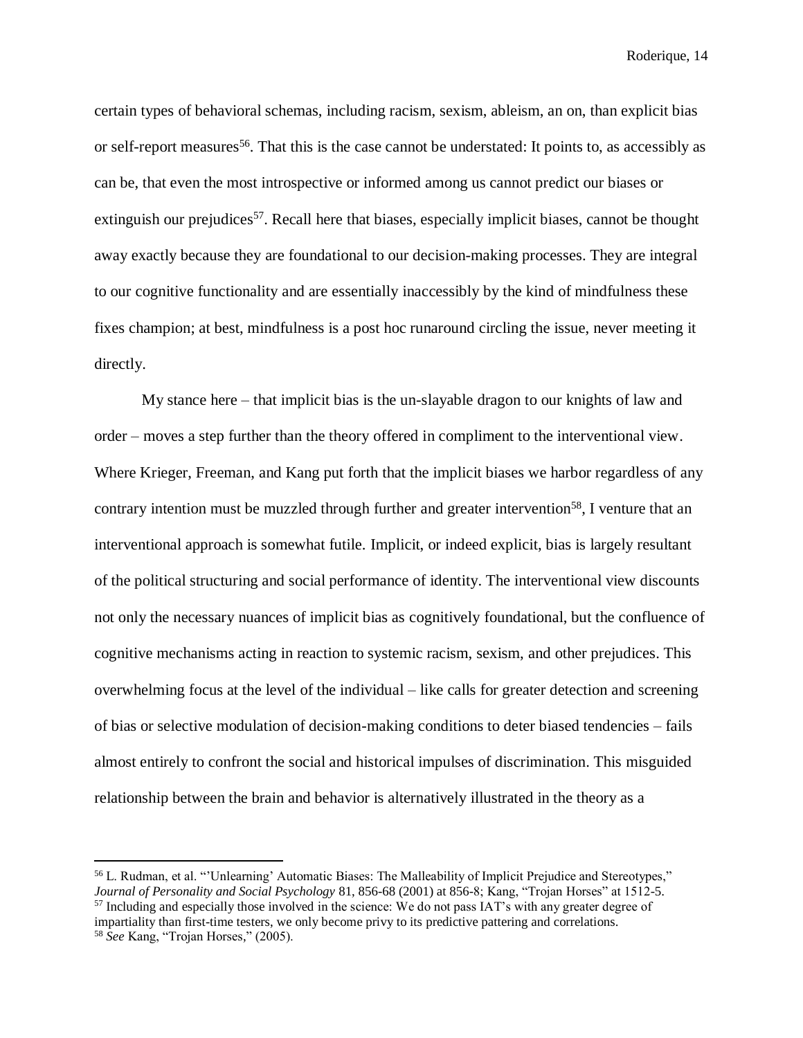certain types of behavioral schemas, including racism, sexism, ableism, an on, than explicit bias or self-report measures[56]. That this is the case cannot be understated: It points to, as accessibly as can be, that even the most introspective or informed among us cannot predict our biases or extinguish our prejudices[57]. Recall here that biases, especially implicit biases, cannot be thought away exactly because they are foundational to our decision-making processes. They are integral to our cognitive functionality and are essentially inaccessibly by the kind of mindfulness these fixes champion; at best, mindfulness is a post hoc runaround circling the issue, never meeting it directly.

My stance here – that implicit bias is the un-slayable dragon to our knights of law and order – moves a step further than the theory offered in compliment to the interventional view. Where Krieger, Freeman, and Kang put forth that the implicit biases we harbor regardless of any contrary intention must be muzzled through further and greater intervention[58], I venture that an interventional approach is somewhat futile. Implicit, or indeed explicit, bias is largely resultant of the political structuring and social performance of identity. The interventional view discounts not only the necessary nuances of implicit bias as cognitively foundational, but the confluence of cognitive mechanisms acting in reaction to systemic racism, sexism, and other prejudices. This overwhelming focus at the level of the individual – like calls for greater detection and screening of bias or selective modulation of decision-making conditions to deter biased tendencies – fails almost entirely to confront the social and historical impulses of discrimination. This misguided relationship between the brain and behavior is alternatively illustrated in the theory as a

---

[56] L. Rudman, et al. "'Unlearning' Automatic Biases: The Malleability of Implicit Prejudice and Stereotypes," *Journal of Personality and Social Psychology* 81, 856-68 (2001) at 856-8; Kang, "Trojan Horses" at 1512-5.

[57] Including and especially those involved in the science: We do not pass IAT's with any greater degree of impartiality than first-time testers, we only become privy to its predictive pattering and correlations.

[58] *See* Kang, "Trojan Horses," (2005).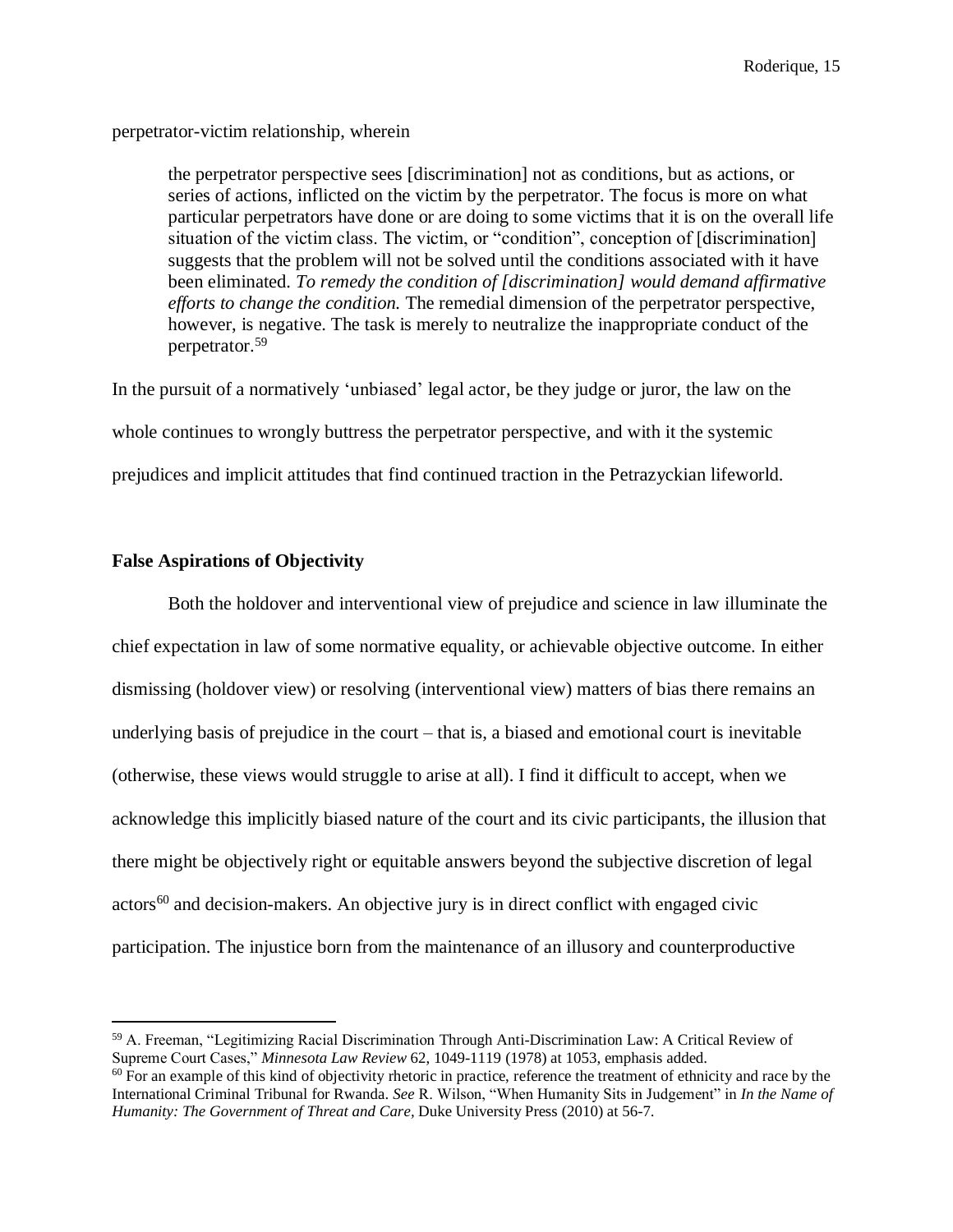perpetrator-victim relationship, wherein

> the perpetrator perspective sees [discrimination] not as conditions, but as actions, or series of actions, inflicted on the victim by the perpetrator. The focus is more on what particular perpetrators have done or are doing to some victims that it is on the overall life situation of the victim class. The victim, or "condition", conception of [discrimination] suggests that the problem will not be solved until the conditions associated with it have been eliminated. *To remedy the condition of [discrimination] would demand affirmative efforts to change the condition.* The remedial dimension of the perpetrator perspective, however, is negative. The task is merely to neutralize the inappropriate conduct of the perpetrator.[59]

In the pursuit of a normatively 'unbiased' legal actor, be they judge or juror, the law on the whole continues to wrongly buttress the perpetrator perspective, and with it the systemic prejudices and implicit attitudes that find continued traction in the Petrazyckian lifeworld.

### False Aspirations of Objectivity

Both the holdover and interventional view of prejudice and science in law illuminate the chief expectation in law of some normative equality, or achievable objective outcome. In either dismissing (holdover view) or resolving (interventional view) matters of bias there remains an underlying basis of prejudice in the court – that is, a biased and emotional court is inevitable (otherwise, these views would struggle to arise at all). I find it difficult to accept, when we acknowledge this implicitly biased nature of the court and its civic participants, the illusion that there might be objectively right or equitable answers beyond the subjective discretion of legal actors[60] and decision-makers. An objective jury is in direct conflict with engaged civic participation. The injustice born from the maintenance of an illusory and counterproductive

---

[59] A. Freeman, "Legitimizing Racial Discrimination Through Anti-Discrimination Law: A Critical Review of Supreme Court Cases," *Minnesota Law Review* 62, 1049-1119 (1978) at 1053, emphasis added.

[60] For an example of this kind of objectivity rhetoric in practice, reference the treatment of ethnicity and race by the International Criminal Tribunal for Rwanda. *See* R. Wilson, "When Humanity Sits in Judgement" in *In the Name of Humanity: The Government of Threat and Care,* Duke University Press (2010) at 56-7.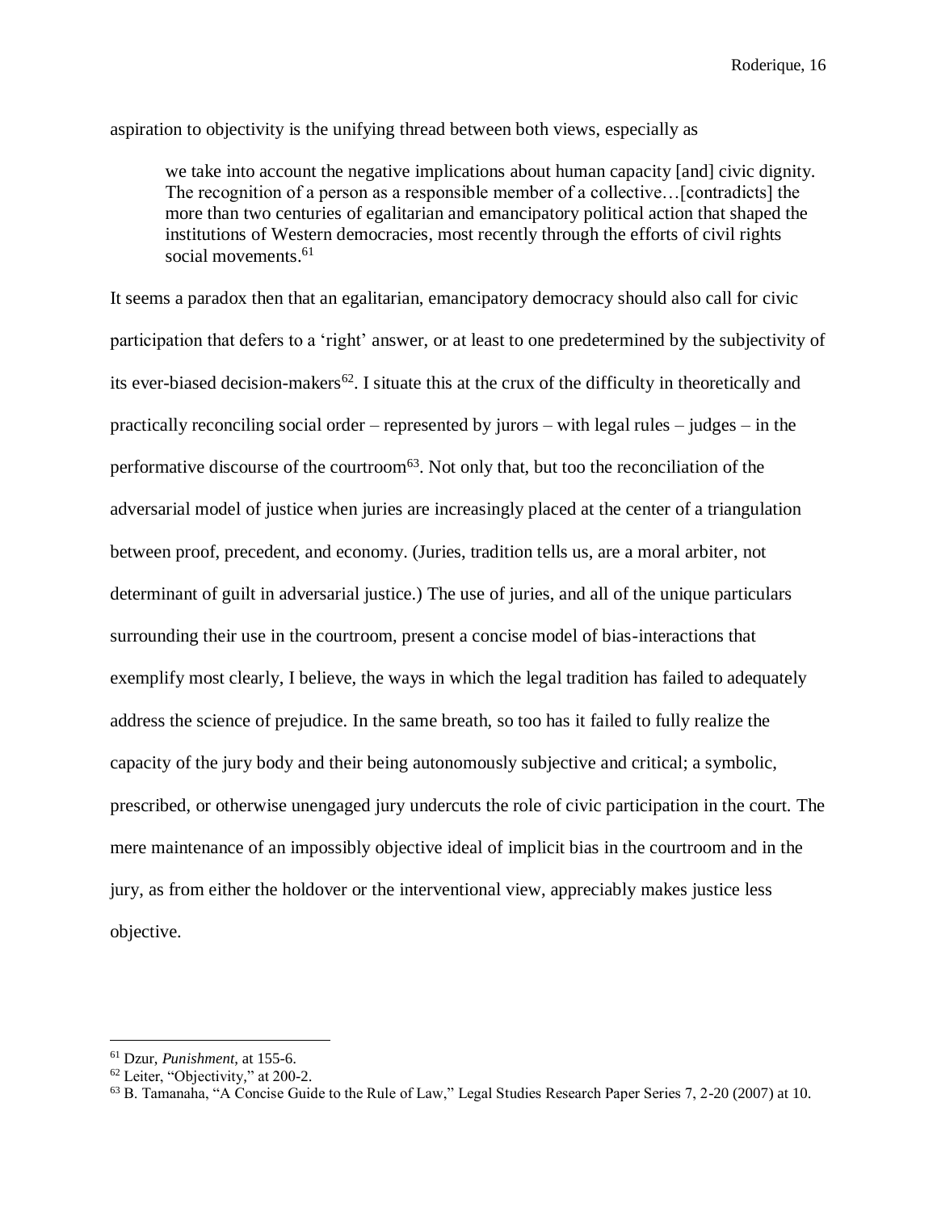aspiration to objectivity is the unifying thread between both views, especially as

> we take into account the negative implications about human capacity [and] civic dignity. The recognition of a person as a responsible member of a collective…[contradicts] the more than two centuries of egalitarian and emancipatory political action that shaped the institutions of Western democracies, most recently through the efforts of civil rights social movements.[61]

It seems a paradox then that an egalitarian, emancipatory democracy should also call for civic participation that defers to a 'right' answer, or at least to one predetermined by the subjectivity of its ever-biased decision-makers[62]. I situate this at the crux of the difficulty in theoretically and practically reconciling social order – represented by jurors – with legal rules – judges – in the performative discourse of the courtroom[63]. Not only that, but too the reconciliation of the adversarial model of justice when juries are increasingly placed at the center of a triangulation between proof, precedent, and economy. (Juries, tradition tells us, are a moral arbiter, not determinant of guilt in adversarial justice.) The use of juries, and all of the unique particulars surrounding their use in the courtroom, present a concise model of bias-interactions that exemplify most clearly, I believe, the ways in which the legal tradition has failed to adequately address the science of prejudice. In the same breath, so too has it failed to fully realize the capacity of the jury body and their being autonomously subjective and critical; a symbolic, prescribed, or otherwise unengaged jury undercuts the role of civic participation in the court. The mere maintenance of an impossibly objective ideal of implicit bias in the courtroom and in the jury, as from either the holdover or the interventional view, appreciably makes justice less objective.

---

[61] Dzur, *Punishment*, at 155-6.

[62] Leiter, "Objectivity," at 200-2.

[63] B. Tamanaha, "A Concise Guide to the Rule of Law," Legal Studies Research Paper Series 7, 2-20 (2007) at 10.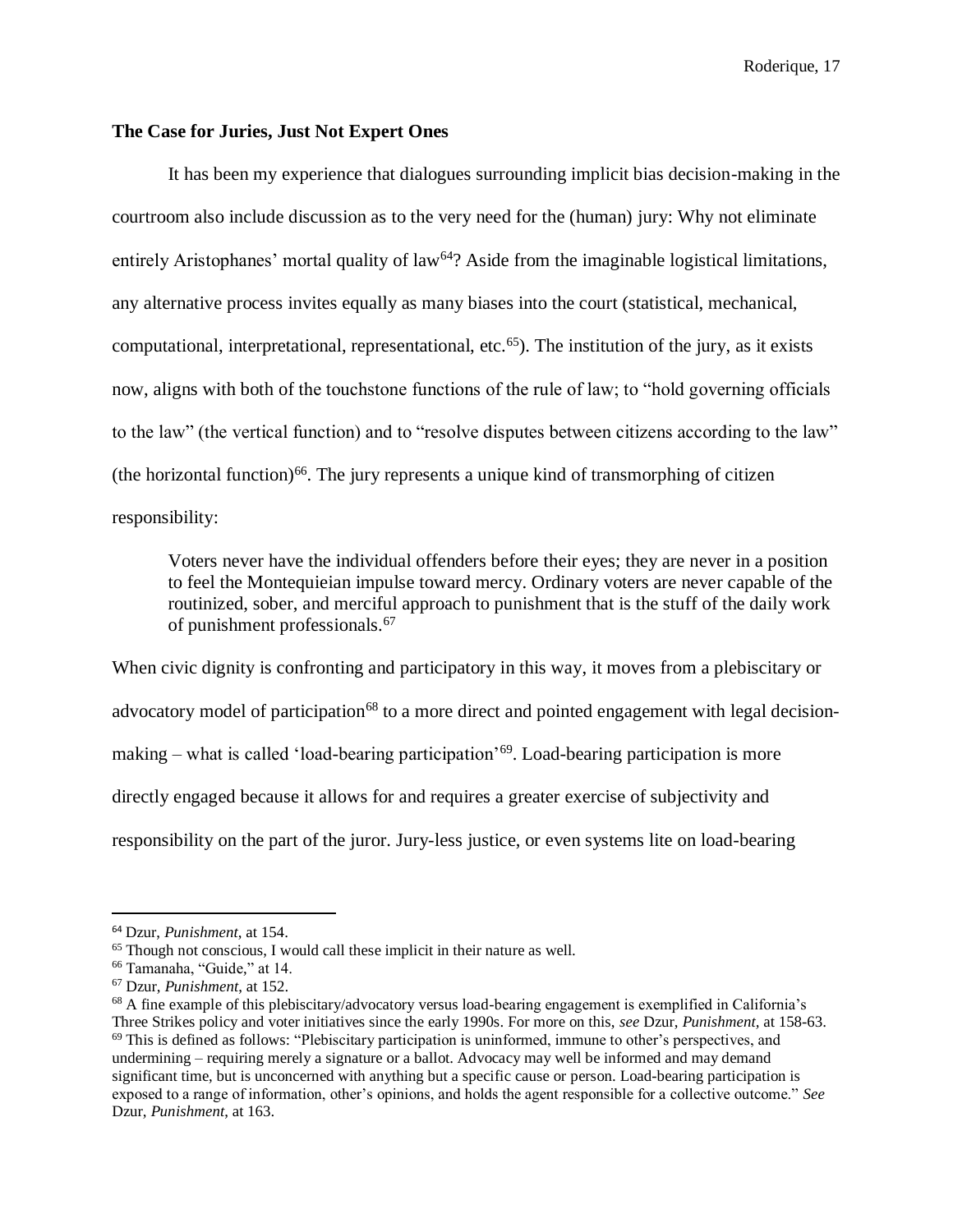### The Case for Juries, Just Not Expert Ones

It has been my experience that dialogues surrounding implicit bias decision-making in the courtroom also include discussion as to the very need for the (human) jury: Why not eliminate entirely Aristophanes' mortal quality of law[64]? Aside from the imaginable logistical limitations, any alternative process invites equally as many biases into the court (statistical, mechanical, computational, interpretational, representational, etc.[65]). The institution of the jury, as it exists now, aligns with both of the touchstone functions of the rule of law; to "hold governing officials to the law" (the vertical function) and to "resolve disputes between citizens according to the law" (the horizontal function)[66]. The jury represents a unique kind of transmorphing of citizen responsibility:

> Voters never have the individual offenders before their eyes; they are never in a position to feel the Montequieian impulse toward mercy. Ordinary voters are never capable of the routinized, sober, and merciful approach to punishment that is the stuff of the daily work of punishment professionals.[67]

When civic dignity is confronting and participatory in this way, it moves from a plebiscitary or advocatory model of participation[68] to a more direct and pointed engagement with legal decision-making – what is called 'load-bearing participation'[69]. Load-bearing participation is more directly engaged because it allows for and requires a greater exercise of subjectivity and responsibility on the part of the juror. Jury-less justice, or even systems lite on load-bearing

---

[64] Dzur, *Punishment*, at 154.

[65] Though not conscious, I would call these implicit in their nature as well.

[66] Tamanaha, "Guide," at 14.

[67] Dzur, *Punishment*, at 152.

[68] A fine example of this plebiscitary/advocatory versus load-bearing engagement is exemplified in California's Three Strikes policy and voter initiatives since the early 1990s. For more on this, *see* Dzur, *Punishment*, at 158-63.

[69] This is defined as follows: "Plebiscitary participation is uninformed, immune to other's perspectives, and undermining – requiring merely a signature or a ballot. Advocacy may well be informed and may demand significant time, but is unconcerned with anything but a specific cause or person. Load-bearing participation is exposed to a range of information, other's opinions, and holds the agent responsible for a collective outcome." *See* Dzur, *Punishment*, at 163.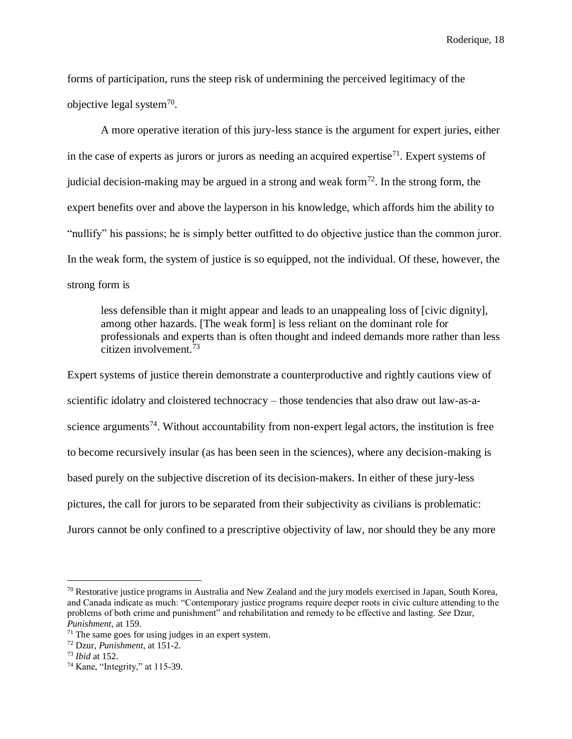forms of participation, runs the steep risk of undermining the perceived legitimacy of the objective legal system[70].

A more operative iteration of this jury-less stance is the argument for expert juries, either in the case of experts as jurors or jurors as needing an acquired expertise[71]. Expert systems of judicial decision-making may be argued in a strong and weak form[72]. In the strong form, the expert benefits over and above the layperson in his knowledge, which affords him the ability to "nullify" his passions; he is simply better outfitted to do objective justice than the common juror. In the weak form, the system of justice is so equipped, not the individual. Of these, however, the strong form is

> less defensible than it might appear and leads to an unappealing loss of [civic dignity], among other hazards. [The weak form] is less reliant on the dominant role for professionals and experts than is often thought and indeed demands more rather than less citizen involvement.[73]

Expert systems of justice therein demonstrate a counterproductive and rightly cautions view of scientific idolatry and cloistered technocracy – those tendencies that also draw out law-as-a-science arguments[74]. Without accountability from non-expert legal actors, the institution is free to become recursively insular (as has been seen in the sciences), where any decision-making is based purely on the subjective discretion of its decision-makers. In either of these jury-less pictures, the call for jurors to be separated from their subjectivity as civilians is problematic: Jurors cannot be only confined to a prescriptive objectivity of law, nor should they be any more

---

[70] Restorative justice programs in Australia and New Zealand and the jury models exercised in Japan, South Korea, and Canada indicate as much: "Contemporary justice programs require deeper roots in civic culture attending to the problems of both crime and punishment" and rehabilitation and remedy to be effective and lasting. *See* Dzur, *Punishment*, at 159.

[71] The same goes for using judges in an expert system.

[72] Dzur, *Punishment*, at 151-2.

[73] *Ibid* at 152.

[74] Kane, "Integrity," at 115-39.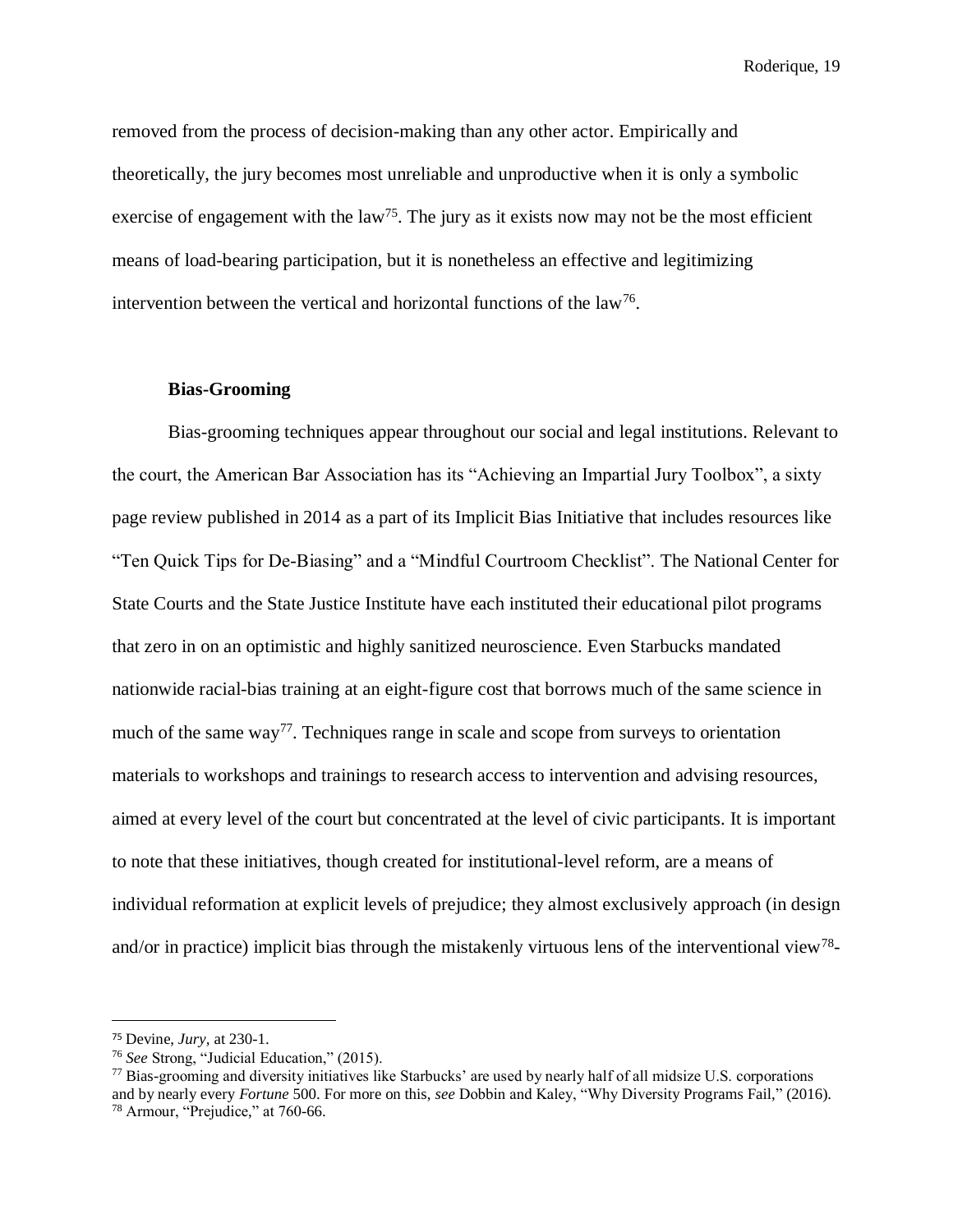removed from the process of decision-making than any other actor. Empirically and theoretically, the jury becomes most unreliable and unproductive when it is only a symbolic exercise of engagement with the law[75]. The jury as it exists now may not be the most efficient means of load-bearing participation, but it is nonetheless an effective and legitimizing intervention between the vertical and horizontal functions of the law[76].

**Bias-Grooming**

Bias-grooming techniques appear throughout our social and legal institutions. Relevant to the court, the American Bar Association has its "Achieving an Impartial Jury Toolbox", a sixty page review published in 2014 as a part of its Implicit Bias Initiative that includes resources like "Ten Quick Tips for De-Biasing" and a "Mindful Courtroom Checklist". The National Center for State Courts and the State Justice Institute have each instituted their educational pilot programs that zero in on an optimistic and highly sanitized neuroscience. Even Starbucks mandated nationwide racial-bias training at an eight-figure cost that borrows much of the same science in much of the same way[77]. Techniques range in scale and scope from surveys to orientation materials to workshops and trainings to research access to intervention and advising resources, aimed at every level of the court but concentrated at the level of civic participants. It is important to note that these initiatives, though created for institutional-level reform, are a means of individual reformation at explicit levels of prejudice; they almost exclusively approach (in design and/or in practice) implicit bias through the mistakenly virtuous lens of the interventional view[78]-

---

[75] Devine, *Jury,* at 230-1.

[76] *See* Strong, "Judicial Education," (2015).

[77] Bias-grooming and diversity initiatives like Starbucks' are used by nearly half of all midsize U.S. corporations and by nearly every *Fortune* 500. For more on this, *see* Dobbin and Kaley, "Why Diversity Programs Fail," (2016).

[78] Armour, "Prejudice," at 760-66.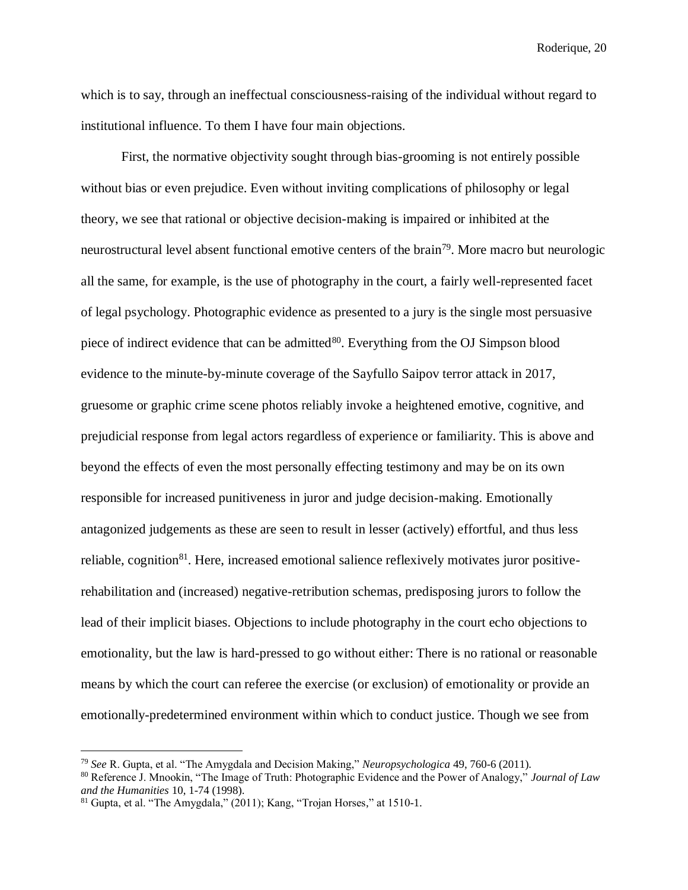which is to say, through an ineffectual consciousness-raising of the individual without regard to institutional influence. To them I have four main objections.

First, the normative objectivity sought through bias-grooming is not entirely possible without bias or even prejudice. Even without inviting complications of philosophy or legal theory, we see that rational or objective decision-making is impaired or inhibited at the neurostructural level absent functional emotive centers of the brain[79]. More macro but neurologic all the same, for example, is the use of photography in the court, a fairly well-represented facet of legal psychology. Photographic evidence as presented to a jury is the single most persuasive piece of indirect evidence that can be admitted[80]. Everything from the OJ Simpson blood evidence to the minute-by-minute coverage of the Sayfullo Saipov terror attack in 2017, gruesome or graphic crime scene photos reliably invoke a heightened emotive, cognitive, and prejudicial response from legal actors regardless of experience or familiarity. This is above and beyond the effects of even the most personally effecting testimony and may be on its own responsible for increased punitiveness in juror and judge decision-making. Emotionally antagonized judgements as these are seen to result in lesser (actively) effortful, and thus less reliable, cognition[81]. Here, increased emotional salience reflexively motivates juror positive-rehabilitation and (increased) negative-retribution schemas, predisposing jurors to follow the lead of their implicit biases. Objections to include photography in the court echo objections to emotionality, but the law is hard-pressed to go without either: There is no rational or reasonable means by which the court can referee the exercise (or exclusion) of emotionality or provide an emotionally-predetermined environment within which to conduct justice. Though we see from

---

[79] *See* R. Gupta, et al. "The Amygdala and Decision Making," *Neuropsychologica* 49, 760-6 (2011).

[80] Reference J. Mnookin, "The Image of Truth: Photographic Evidence and the Power of Analogy," *Journal of Law and the Humanities* 10, 1-74 (1998).

[81] Gupta, et al. "The Amygdala," (2011); Kang, "Trojan Horses," at 1510-1.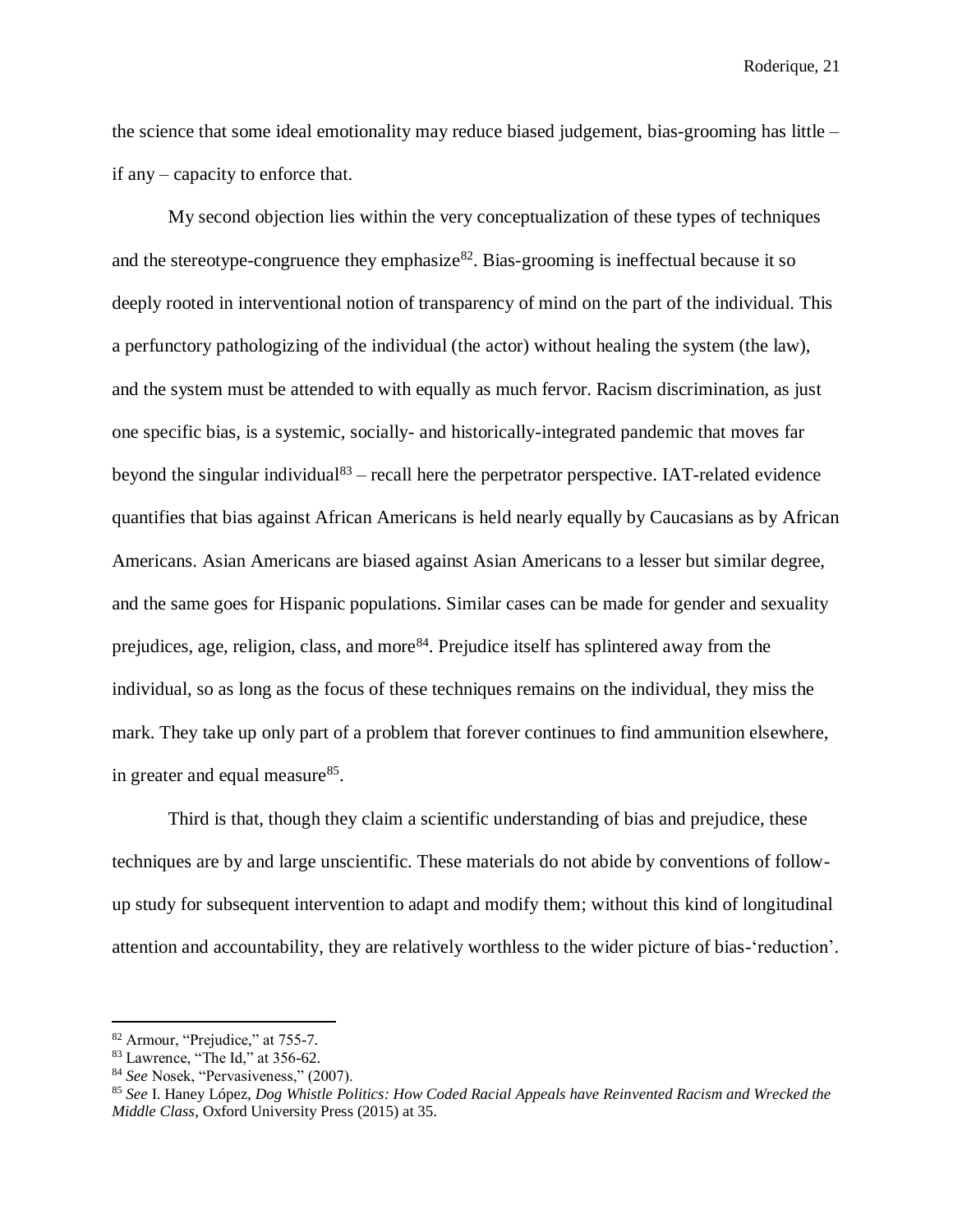the science that some ideal emotionality may reduce biased judgement, bias-grooming has little – if any – capacity to enforce that.

My second objection lies within the very conceptualization of these types of techniques and the stereotype-congruence they emphasize[82]. Bias-grooming is ineffectual because it so deeply rooted in interventional notion of transparency of mind on the part of the individual. This a perfunctory pathologizing of the individual (the actor) without healing the system (the law), and the system must be attended to with equally as much fervor. Racism discrimination, as just one specific bias, is a systemic, socially- and historically-integrated pandemic that moves far beyond the singular individual[83] – recall here the perpetrator perspective. IAT-related evidence quantifies that bias against African Americans is held nearly equally by Caucasians as by African Americans. Asian Americans are biased against Asian Americans to a lesser but similar degree, and the same goes for Hispanic populations. Similar cases can be made for gender and sexuality prejudices, age, religion, class, and more[84]. Prejudice itself has splintered away from the individual, so as long as the focus of these techniques remains on the individual, they miss the mark. They take up only part of a problem that forever continues to find ammunition elsewhere, in greater and equal measure[85].

Third is that, though they claim a scientific understanding of bias and prejudice, these techniques are by and large unscientific. These materials do not abide by conventions of follow-up study for subsequent intervention to adapt and modify them; without this kind of longitudinal attention and accountability, they are relatively worthless to the wider picture of bias-'reduction'.

---

[82] Armour, "Prejudice," at 755-7.

[83] Lawrence, "The Id," at 356-62.

[84] *See* Nosek, "Pervasiveness," (2007).

[85] *See* I. Haney López, *Dog Whistle Politics: How Coded Racial Appeals have Reinvented Racism and Wrecked the Middle Class*, Oxford University Press (2015) at 35.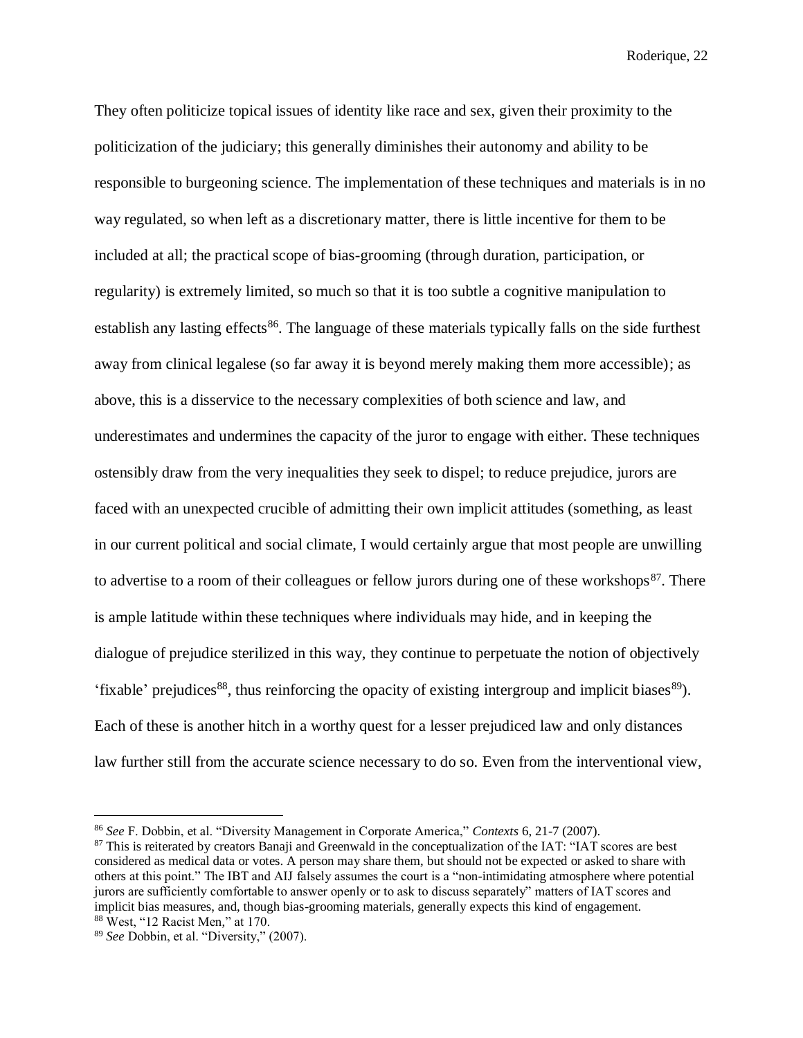They often politicize topical issues of identity like race and sex, given their proximity to the politicization of the judiciary; this generally diminishes their autonomy and ability to be responsible to burgeoning science. The implementation of these techniques and materials is in no way regulated, so when left as a discretionary matter, there is little incentive for them to be included at all; the practical scope of bias-grooming (through duration, participation, or regularity) is extremely limited, so much so that it is too subtle a cognitive manipulation to establish any lasting effects[86]. The language of these materials typically falls on the side furthest away from clinical legalese (so far away it is beyond merely making them more accessible); as above, this is a disservice to the necessary complexities of both science and law, and underestimates and undermines the capacity of the juror to engage with either. These techniques ostensibly draw from the very inequalities they seek to dispel; to reduce prejudice, jurors are faced with an unexpected crucible of admitting their own implicit attitudes (something, as least in our current political and social climate, I would certainly argue that most people are unwilling to advertise to a room of their colleagues or fellow jurors during one of these workshops[87]. There is ample latitude within these techniques where individuals may hide, and in keeping the dialogue of prejudice sterilized in this way, they continue to perpetuate the notion of objectively 'fixable' prejudices[88], thus reinforcing the opacity of existing intergroup and implicit biases[89]). Each of these is another hitch in a worthy quest for a lesser prejudiced law and only distances law further still from the accurate science necessary to do so. Even from the interventional view,

---

[86] *See* F. Dobbin, et al. "Diversity Management in Corporate America," *Contexts* 6, 21-7 (2007).

[87] This is reiterated by creators Banaji and Greenwald in the conceptualization of the IAT: "IAT scores are best considered as medical data or votes. A person may share them, but should not be expected or asked to share with others at this point." The IBT and AIJ falsely assumes the court is a "non-intimidating atmosphere where potential jurors are sufficiently comfortable to answer openly or to ask to discuss separately" matters of IAT scores and implicit bias measures, and, though bias-grooming materials, generally expects this kind of engagement.

[88] West, "12 Racist Men," at 170.

[89] *See* Dobbin, et al. "Diversity," (2007).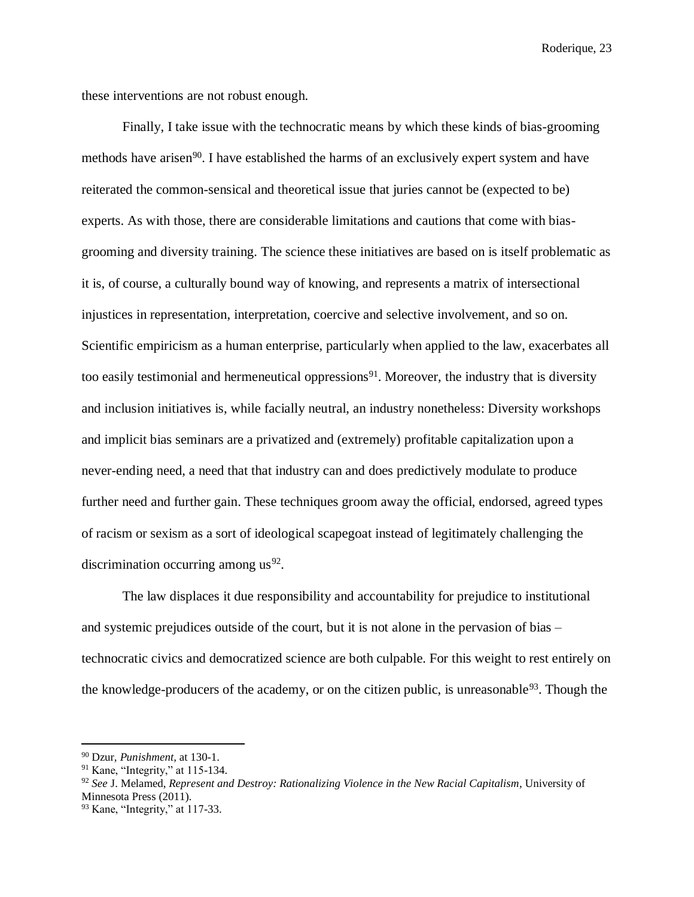these interventions are not robust enough.

Finally, I take issue with the technocratic means by which these kinds of bias-grooming methods have arisen[90]. I have established the harms of an exclusively expert system and have reiterated the common-sensical and theoretical issue that juries cannot be (expected to be) experts. As with those, there are considerable limitations and cautions that come with bias-grooming and diversity training. The science these initiatives are based on is itself problematic as it is, of course, a culturally bound way of knowing, and represents a matrix of intersectional injustices in representation, interpretation, coercive and selective involvement, and so on. Scientific empiricism as a human enterprise, particularly when applied to the law, exacerbates all too easily testimonial and hermeneutical oppressions[91]. Moreover, the industry that is diversity and inclusion initiatives is, while facially neutral, an industry nonetheless: Diversity workshops and implicit bias seminars are a privatized and (extremely) profitable capitalization upon a never-ending need, a need that that industry can and does predictively modulate to produce further need and further gain. These techniques groom away the official, endorsed, agreed types of racism or sexism as a sort of ideological scapegoat instead of legitimately challenging the discrimination occurring among us[92].

The law displaces it due responsibility and accountability for prejudice to institutional and systemic prejudices outside of the court, but it is not alone in the pervasion of bias – technocratic civics and democratized science are both culpable. For this weight to rest entirely on the knowledge-producers of the academy, or on the citizen public, is unreasonable[93]. Though the

---

[90] Dzur, *Punishment*, at 130-1.

[91] Kane, "Integrity," at 115-134.

[92] *See* J. Melamed, *Represent and Destroy: Rationalizing Violence in the New Racial Capitalism*, University of Minnesota Press (2011).

[93] Kane, "Integrity," at 117-33.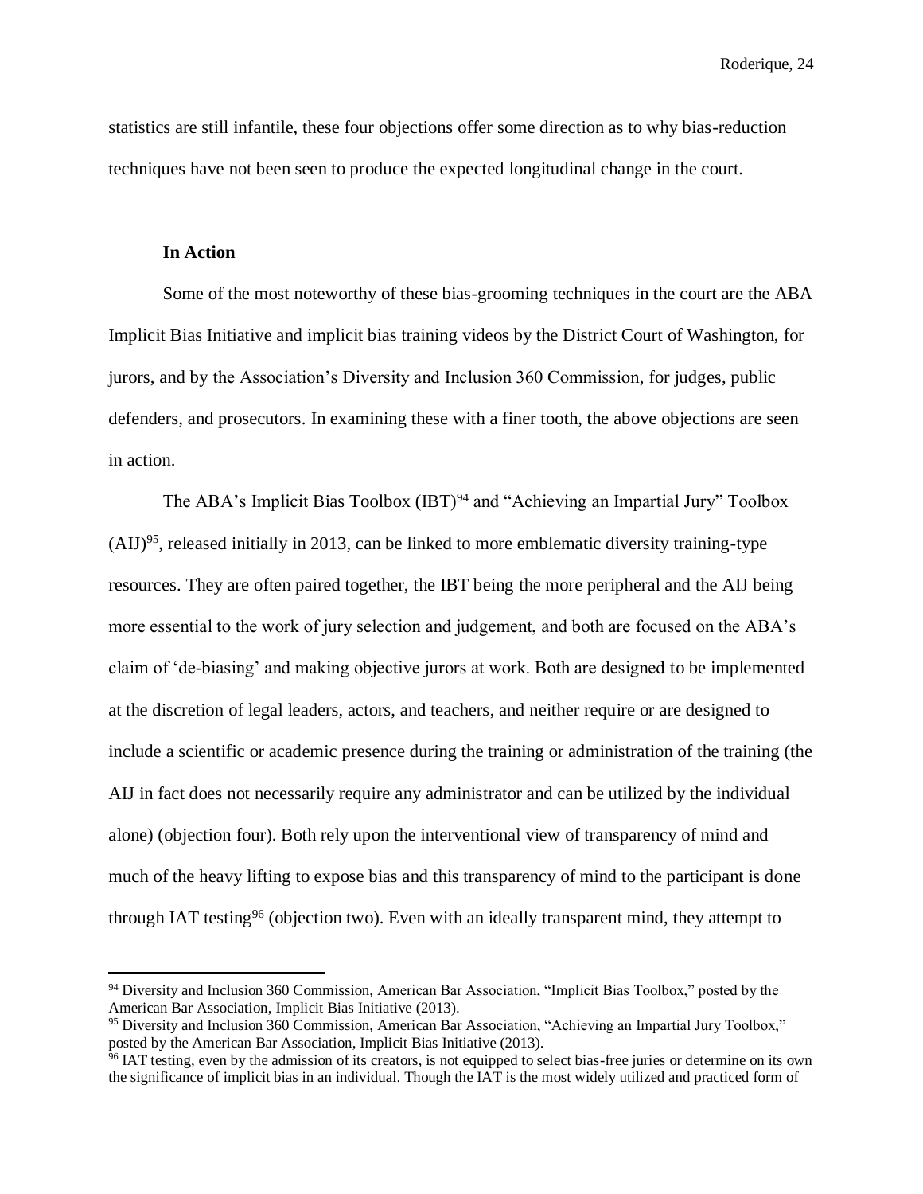statistics are still infantile, these four objections offer some direction as to why bias-reduction techniques have not been seen to produce the expected longitudinal change in the court.

### In Action

Some of the most noteworthy of these bias-grooming techniques in the court are the ABA Implicit Bias Initiative and implicit bias training videos by the District Court of Washington, for jurors, and by the Association's Diversity and Inclusion 360 Commission, for judges, public defenders, and prosecutors. In examining these with a finer tooth, the above objections are seen in action.

The ABA's Implicit Bias Toolbox (IBT)[94] and "Achieving an Impartial Jury" Toolbox (AIJ)[95], released initially in 2013, can be linked to more emblematic diversity training-type resources. They are often paired together, the IBT being the more peripheral and the AIJ being more essential to the work of jury selection and judgement, and both are focused on the ABA's claim of 'de-biasing' and making objective jurors at work. Both are designed to be implemented at the discretion of legal leaders, actors, and teachers, and neither require or are designed to include a scientific or academic presence during the training or administration of the training (the AIJ in fact does not necessarily require any administrator and can be utilized by the individual alone) (objection four). Both rely upon the interventional view of transparency of mind and much of the heavy lifting to expose bias and this transparency of mind to the participant is done through IAT testing[96] (objection two). Even with an ideally transparent mind, they attempt to

---

[94] Diversity and Inclusion 360 Commission, American Bar Association, "Implicit Bias Toolbox," posted by the American Bar Association, Implicit Bias Initiative (2013).

[95] Diversity and Inclusion 360 Commission, American Bar Association, "Achieving an Impartial Jury Toolbox," posted by the American Bar Association, Implicit Bias Initiative (2013).

[96] IAT testing, even by the admission of its creators, is not equipped to select bias-free juries or determine on its own the significance of implicit bias in an individual. Though the IAT is the most widely utilized and practiced form of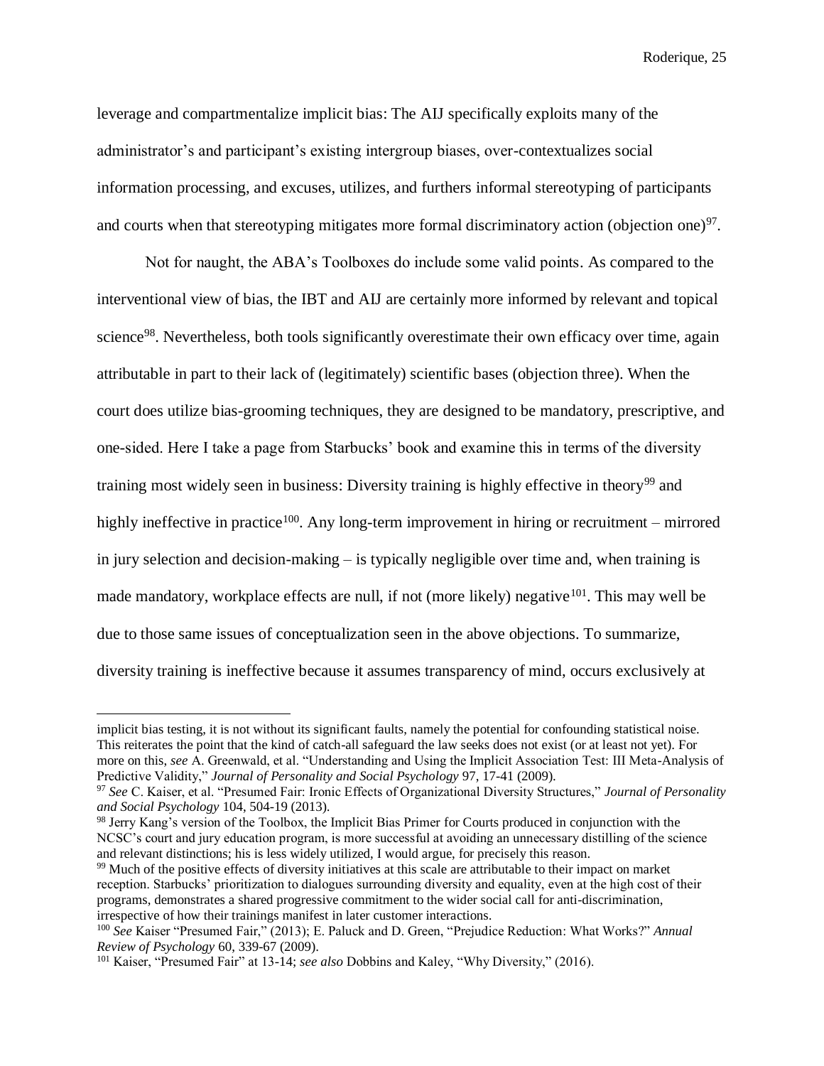leverage and compartmentalize implicit bias: The AIJ specifically exploits many of the administrator's and participant's existing intergroup biases, over-contextualizes social information processing, and excuses, utilizes, and furthers informal stereotyping of participants and courts when that stereotyping mitigates more formal discriminatory action (objection one)[97].

Not for naught, the ABA's Toolboxes do include some valid points. As compared to the interventional view of bias, the IBT and AIJ are certainly more informed by relevant and topical science[98]. Nevertheless, both tools significantly overestimate their own efficacy over time, again attributable in part to their lack of (legitimately) scientific bases (objection three). When the court does utilize bias-grooming techniques, they are designed to be mandatory, prescriptive, and one-sided. Here I take a page from Starbucks' book and examine this in terms of the diversity training most widely seen in business: Diversity training is highly effective in theory[99] and highly ineffective in practice[100]. Any long-term improvement in hiring or recruitment – mirrored in jury selection and decision-making – is typically negligible over time and, when training is made mandatory, workplace effects are null, if not (more likely) negative[101]. This may well be due to those same issues of conceptualization seen in the above objections. To summarize, diversity training is ineffective because it assumes transparency of mind, occurs exclusively at

---

implicit bias testing, it is not without its significant faults, namely the potential for confounding statistical noise. This reiterates the point that the kind of catch-all safeguard the law seeks does not exist (or at least not yet). For more on this, *see* A. Greenwald, et al. "Understanding and Using the Implicit Association Test: III Meta-Analysis of Predictive Validity," *Journal of Personality and Social Psychology* 97, 17-41 (2009).

[97] *See* C. Kaiser, et al. "Presumed Fair: Ironic Effects of Organizational Diversity Structures," *Journal of Personality and Social Psychology* 104, 504-19 (2013).

[98] Jerry Kang's version of the Toolbox, the Implicit Bias Primer for Courts produced in conjunction with the NCSC's court and jury education program, is more successful at avoiding an unnecessary distilling of the science and relevant distinctions; his is less widely utilized, I would argue, for precisely this reason.

[99] Much of the positive effects of diversity initiatives at this scale are attributable to their impact on market reception. Starbucks' prioritization to dialogues surrounding diversity and equality, even at the high cost of their programs, demonstrates a shared progressive commitment to the wider social call for anti-discrimination, irrespective of how their trainings manifest in later customer interactions.

[100] *See* Kaiser "Presumed Fair," (2013); E. Paluck and D. Green, "Prejudice Reduction: What Works?" *Annual Review of Psychology* 60, 339-67 (2009).

[101] Kaiser, "Presumed Fair" at 13-14; *see also* Dobbins and Kaley, "Why Diversity," (2016).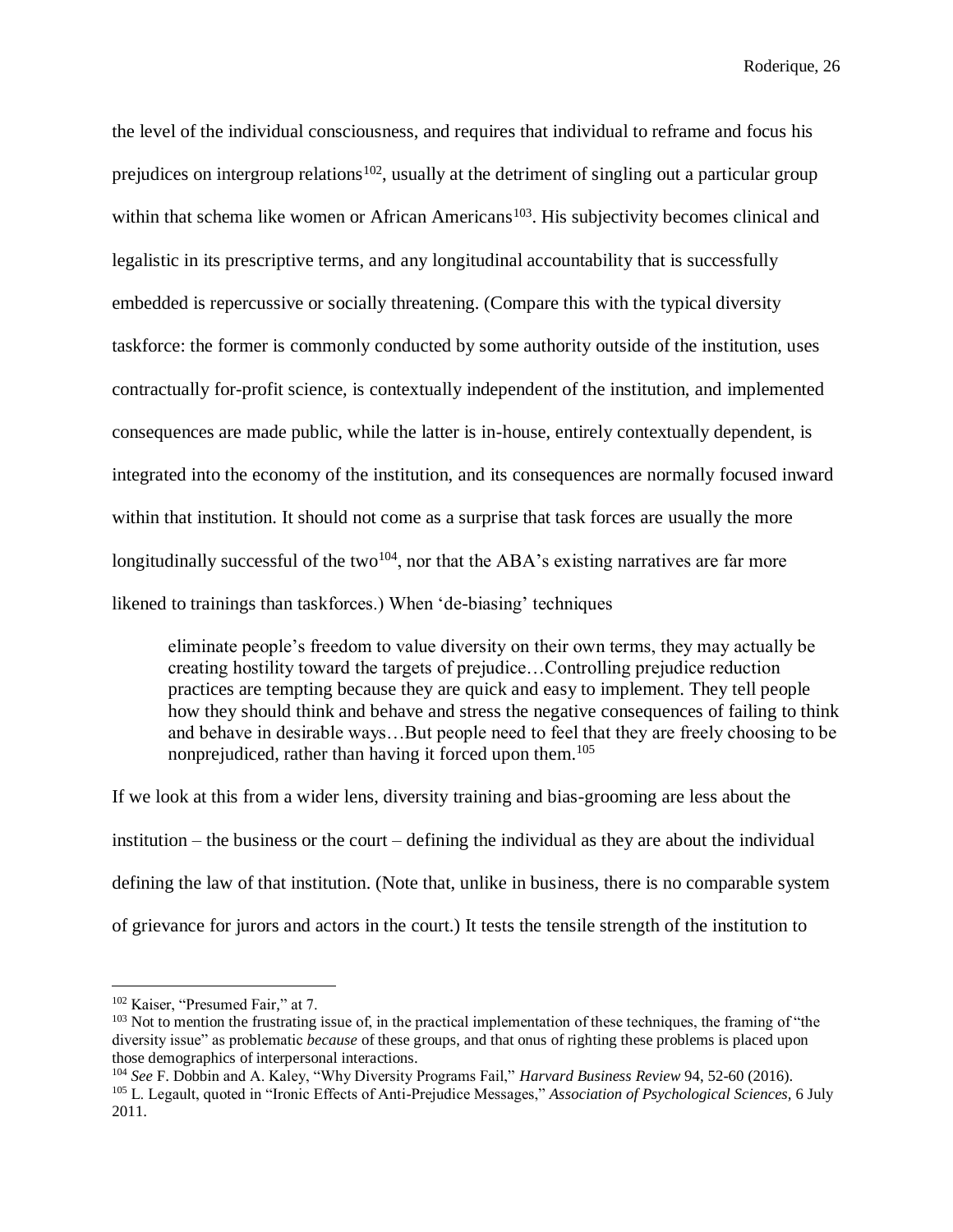the level of the individual consciousness, and requires that individual to reframe and focus his prejudices on intergroup relations[102], usually at the detriment of singling out a particular group within that schema like women or African Americans[103]. His subjectivity becomes clinical and legalistic in its prescriptive terms, and any longitudinal accountability that is successfully embedded is repercussive or socially threatening. (Compare this with the typical diversity taskforce: the former is commonly conducted by some authority outside of the institution, uses contractually for-profit science, is contextually independent of the institution, and implemented consequences are made public, while the latter is in-house, entirely contextually dependent, is integrated into the economy of the institution, and its consequences are normally focused inward within that institution. It should not come as a surprise that task forces are usually the more longitudinally successful of the two[104], nor that the ABA's existing narratives are far more likened to trainings than taskforces.) When 'de-biasing' techniques

> eliminate people's freedom to value diversity on their own terms, they may actually be creating hostility toward the targets of prejudice…Controlling prejudice reduction practices are tempting because they are quick and easy to implement. They tell people how they should think and behave and stress the negative consequences of failing to think and behave in desirable ways…But people need to feel that they are freely choosing to be nonprejudiced, rather than having it forced upon them.[105]

If we look at this from a wider lens, diversity training and bias-grooming are less about the institution – the business or the court – defining the individual as they are about the individual defining the law of that institution. (Note that, unlike in business, there is no comparable system of grievance for jurors and actors in the court.) It tests the tensile strength of the institution to

---

[102] Kaiser, "Presumed Fair," at 7.

[103] Not to mention the frustrating issue of, in the practical implementation of these techniques, the framing of "the diversity issue" as problematic *because* of these groups, and that onus of righting these problems is placed upon those demographics of interpersonal interactions.

[104] *See* F. Dobbin and A. Kaley, "Why Diversity Programs Fail," *Harvard Business Review* 94, 52-60 (2016).

[105] L. Legault, quoted in "Ironic Effects of Anti-Prejudice Messages," *Association of Psychological Sciences,* 6 July 2011.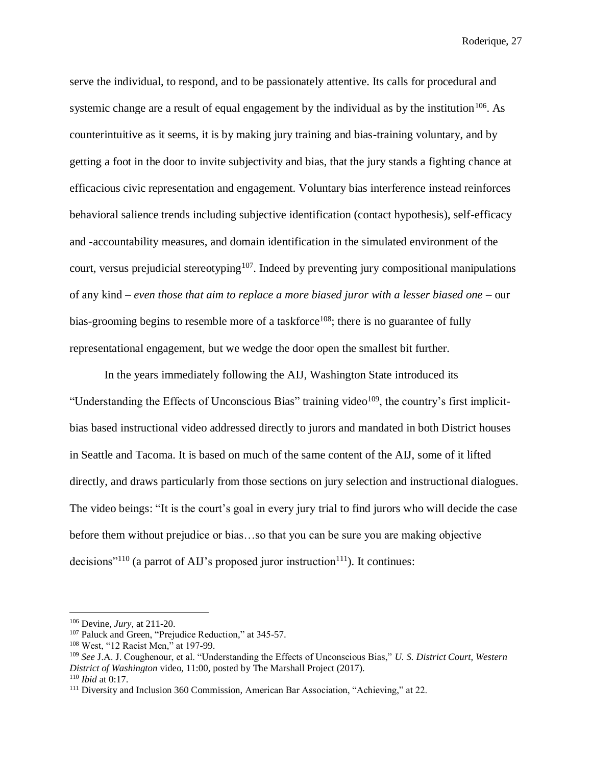serve the individual, to respond, and to be passionately attentive. Its calls for procedural and systemic change are a result of equal engagement by the individual as by the institution[106]. As counterintuitive as it seems, it is by making jury training and bias-training voluntary, and by getting a foot in the door to invite subjectivity and bias, that the jury stands a fighting chance at efficacious civic representation and engagement. Voluntary bias interference instead reinforces behavioral salience trends including subjective identification (contact hypothesis), self-efficacy and -accountability measures, and domain identification in the simulated environment of the court, versus prejudicial stereotyping[107]. Indeed by preventing jury compositional manipulations of any kind – *even those that aim to replace a more biased juror with a lesser biased one* – our bias-grooming begins to resemble more of a taskforce[108]; there is no guarantee of fully representational engagement, but we wedge the door open the smallest bit further.

In the years immediately following the AIJ, Washington State introduced its "Understanding the Effects of Unconscious Bias" training video[109], the country's first implicit-bias based instructional video addressed directly to jurors and mandated in both District houses in Seattle and Tacoma. It is based on much of the same content of the AIJ, some of it lifted directly, and draws particularly from those sections on jury selection and instructional dialogues. The video beings: "It is the court's goal in every jury trial to find jurors who will decide the case before them without prejudice or bias…so that you can be sure you are making objective decisions"[110] (a parrot of AIJ's proposed juror instruction[111]). It continues:

---

[106] Devine, *Jury*, at 211-20.

[107] Paluck and Green, "Prejudice Reduction," at 345-57.

[108] West, "12 Racist Men," at 197-99.

[109] *See* J.A. J. Coughenour, et al. "Understanding the Effects of Unconscious Bias," *U. S. District Court, Western District of Washington* video, 11:00, posted by The Marshall Project (2017).

[110] *Ibid* at 0:17.

[111] Diversity and Inclusion 360 Commission, American Bar Association, "Achieving," at 22.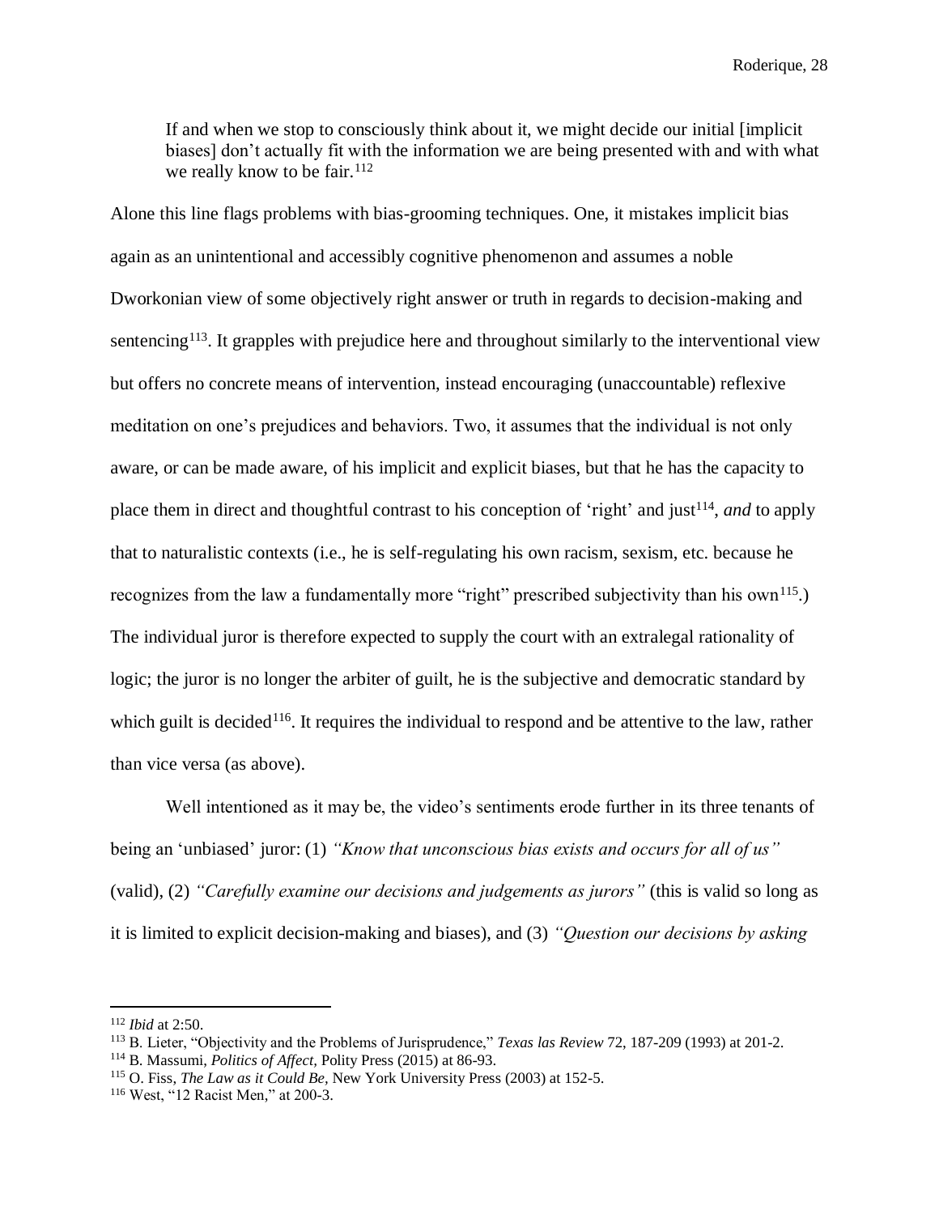> If and when we stop to consciously think about it, we might decide our initial [implicit biases] don't actually fit with the information we are being presented with and with what we really know to be fair.[112]

Alone this line flags problems with bias-grooming techniques. One, it mistakes implicit bias again as an unintentional and accessibly cognitive phenomenon and assumes a noble Dworkonian view of some objectively right answer or truth in regards to decision-making and sentencing[113]. It grapples with prejudice here and throughout similarly to the interventional view but offers no concrete means of intervention, instead encouraging (unaccountable) reflexive meditation on one's prejudices and behaviors. Two, it assumes that the individual is not only aware, or can be made aware, of his implicit and explicit biases, but that he has the capacity to place them in direct and thoughtful contrast to his conception of 'right' and just[114], *and* to apply that to naturalistic contexts (i.e., he is self-regulating his own racism, sexism, etc. because he recognizes from the law a fundamentally more "right" prescribed subjectivity than his own[115].) The individual juror is therefore expected to supply the court with an extralegal rationality of logic; the juror is no longer the arbiter of guilt, he is the subjective and democratic standard by which guilt is decided[116]. It requires the individual to respond and be attentive to the law, rather than vice versa (as above).

Well intentioned as it may be, the video's sentiments erode further in its three tenants of being an 'unbiased' juror: (1) *"Know that unconscious bias exists and occurs for all of us"* (valid), (2) *"Carefully examine our decisions and judgements as jurors"* (this is valid so long as it is limited to explicit decision-making and biases), and (3) *"Question our decisions by asking*

---

[112] *Ibid* at 2:50.

[113] B. Lieter, "Objectivity and the Problems of Jurisprudence," *Texas las Review* 72, 187-209 (1993) at 201-2.

[114] B. Massumi, *Politics of Affect*, Polity Press (2015) at 86-93.

[115] O. Fiss, *The Law as it Could Be*, New York University Press (2003) at 152-5.

[116] West, "12 Racist Men," at 200-3.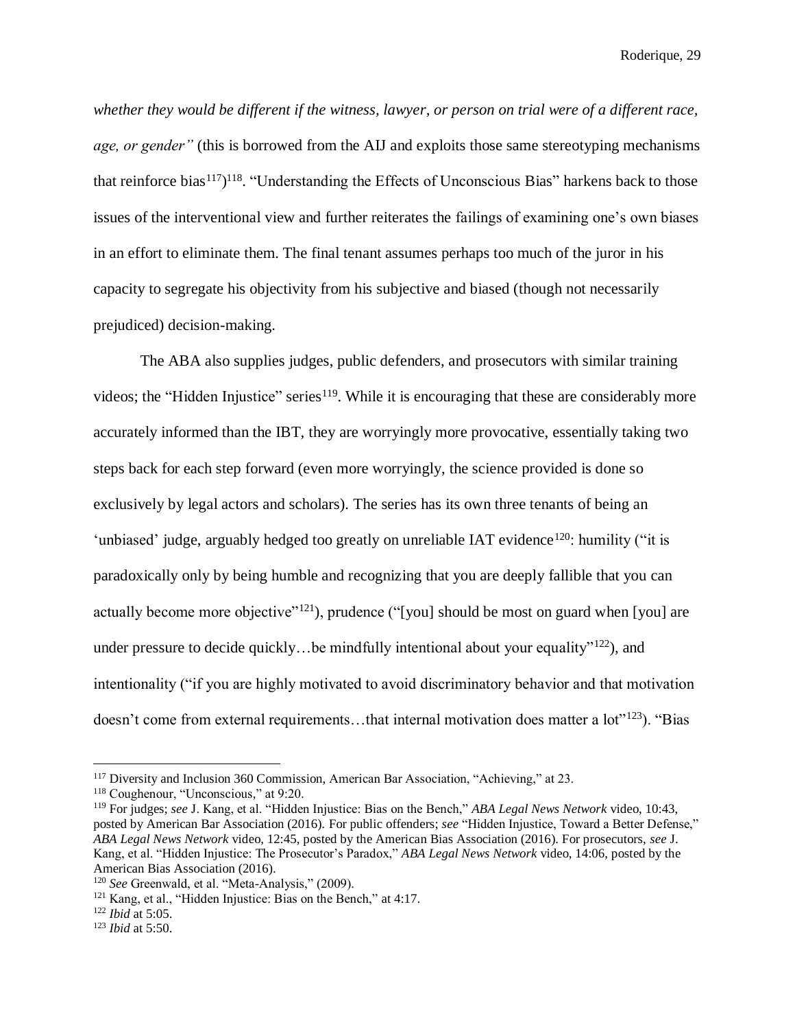*whether they would be different if the witness, lawyer, or person on trial were of a different race, age, or gender"* (this is borrowed from the AIJ and exploits those same stereotyping mechanisms that reinforce bias[117])[118]. "Understanding the Effects of Unconscious Bias" harkens back to those issues of the interventional view and further reiterates the failings of examining one's own biases in an effort to eliminate them. The final tenant assumes perhaps too much of the juror in his capacity to segregate his objectivity from his subjective and biased (though not necessarily prejudiced) decision-making.

The ABA also supplies judges, public defenders, and prosecutors with similar training videos; the "Hidden Injustice" series[119]. While it is encouraging that these are considerably more accurately informed than the IBT, they are worryingly more provocative, essentially taking two steps back for each step forward (even more worryingly, the science provided is done so exclusively by legal actors and scholars). The series has its own three tenants of being an 'unbiased' judge, arguably hedged too greatly on unreliable IAT evidence[120]: humility ("it is paradoxically only by being humble and recognizing that you are deeply fallible that you can actually become more objective"[121]), prudence ("[you] should be most on guard when [you] are under pressure to decide quickly…be mindfully intentional about your equality"[122]), and intentionality ("if you are highly motivated to avoid discriminatory behavior and that motivation doesn't come from external requirements…that internal motivation does matter a lot"[123]). "Bias

---

[117] Diversity and Inclusion 360 Commission, American Bar Association, "Achieving," at 23.

[118] Coughenour, "Unconscious," at 9:20.

[119] For judges; *see* J. Kang, et al. "Hidden Injustice: Bias on the Bench," *ABA Legal News Network* video, 10:43, posted by American Bar Association (2016). For public offenders; *see* "Hidden Injustice, Toward a Better Defense," *ABA Legal News Network* video, 12:45, posted by the American Bias Association (2016). For prosecutors, *see* J. Kang, et al. "Hidden Injustice: The Prosecutor's Paradox," *ABA Legal News Network* video, 14:06, posted by the American Bias Association (2016).

[120] *See* Greenwald, et al. "Meta-Analysis," (2009).

[121] Kang, et al., "Hidden Injustice: Bias on the Bench," at 4:17.

[122] *Ibid* at 5:05.

[123] *Ibid* at 5:50.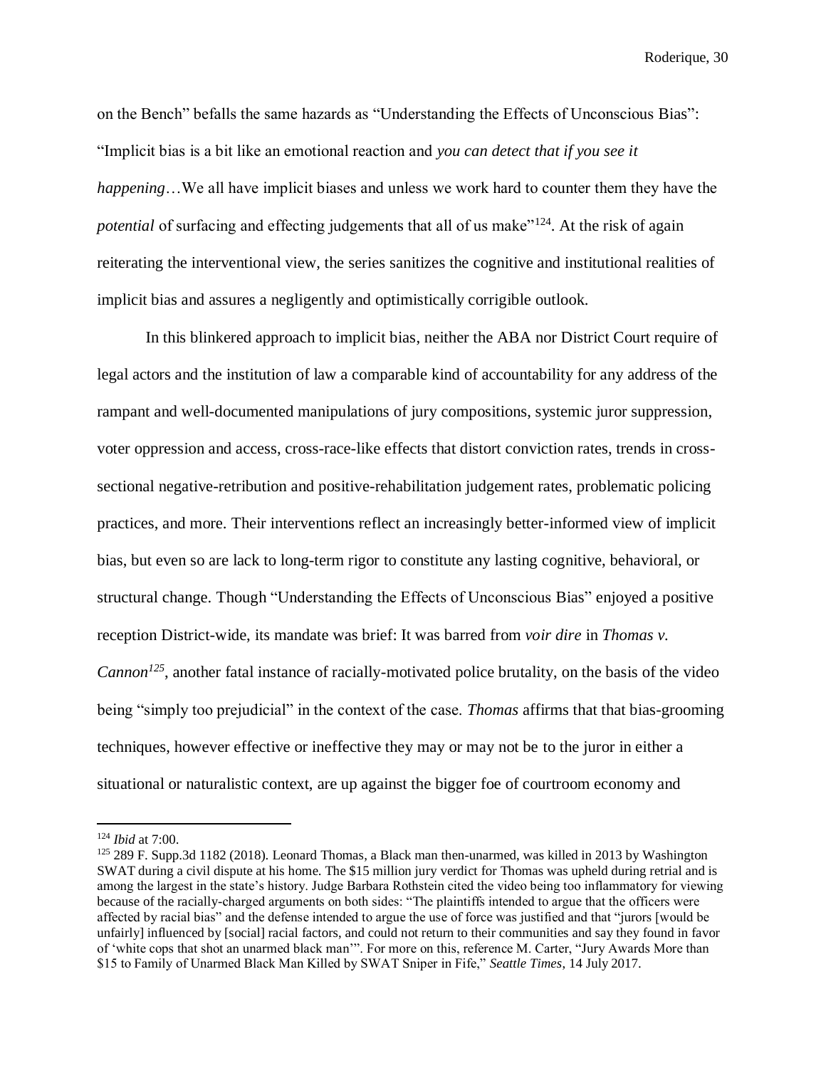on the Bench" befalls the same hazards as "Understanding the Effects of Unconscious Bias": "Implicit bias is a bit like an emotional reaction and *you can detect that if you see it happening*…We all have implicit biases and unless we work hard to counter them they have the *potential* of surfacing and effecting judgements that all of us make"[124]. At the risk of again reiterating the interventional view, the series sanitizes the cognitive and institutional realities of implicit bias and assures a negligently and optimistically corrigible outlook.

In this blinkered approach to implicit bias, neither the ABA nor District Court require of legal actors and the institution of law a comparable kind of accountability for any address of the rampant and well-documented manipulations of jury compositions, systemic juror suppression, voter oppression and access, cross-race-like effects that distort conviction rates, trends in cross-sectional negative-retribution and positive-rehabilitation judgement rates, problematic policing practices, and more. Their interventions reflect an increasingly better-informed view of implicit bias, but even so are lack to long-term rigor to constitute any lasting cognitive, behavioral, or structural change. Though "Understanding the Effects of Unconscious Bias" enjoyed a positive reception District-wide, its mandate was brief: It was barred from *voir dire* in *Thomas v. Cannon*[125], another fatal instance of racially-motivated police brutality, on the basis of the video being "simply too prejudicial" in the context of the case. *Thomas* affirms that that bias-grooming techniques, however effective or ineffective they may or may not be to the juror in either a situational or naturalistic context, are up against the bigger foe of courtroom economy and

---

[124] *Ibid* at 7:00.

[125] 289 F. Supp.3d 1182 (2018). Leonard Thomas, a Black man then-unarmed, was killed in 2013 by Washington SWAT during a civil dispute at his home. The $15 million jury verdict for Thomas was upheld during retrial and is among the largest in the state's history. Judge Barbara Rothstein cited the video being too inflammatory for viewing because of the racially-charged arguments on both sides: "The plaintiffs intended to argue that the officers were affected by racial bias" and the defense intended to argue the use of force was justified and that "jurors [would be unfairly] influenced by [social] racial factors, and could not return to their communities and say they found in favor of 'white cops that shot an unarmed black man'". For more on this, reference M. Carter, "Jury Awards More than $15 to Family of Unarmed Black Man Killed by SWAT Sniper in Fife," *Seattle Times*, 14 July 2017.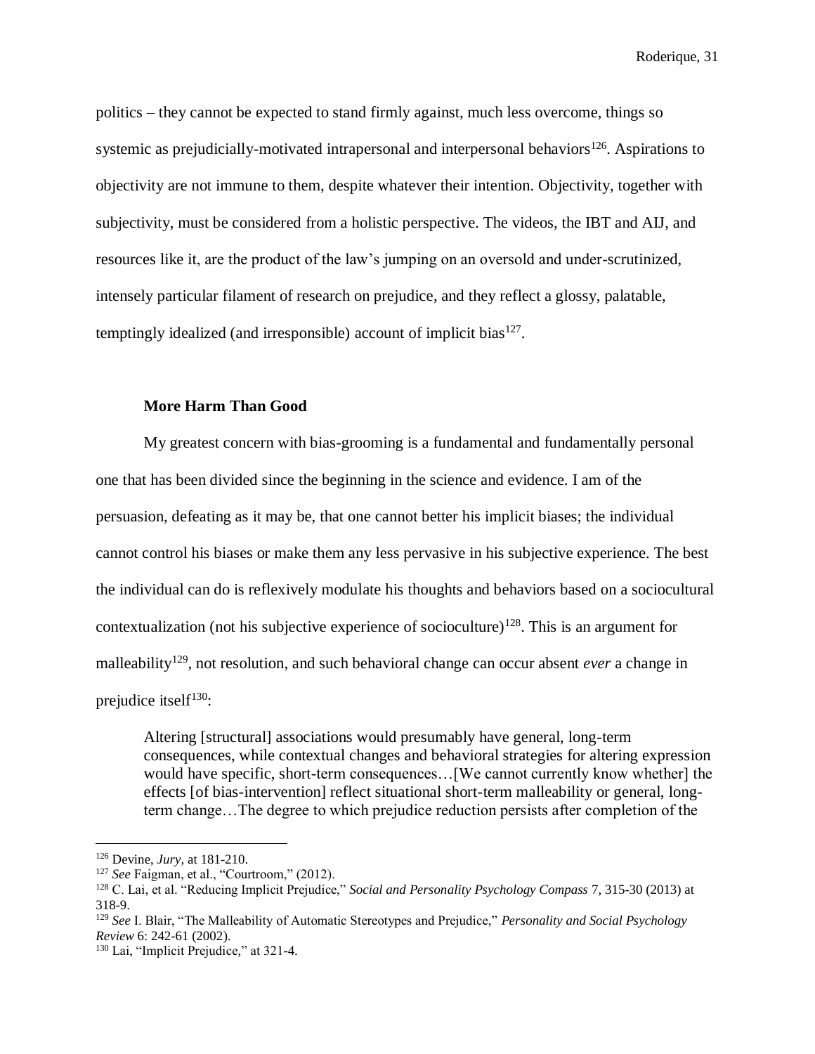politics – they cannot be expected to stand firmly against, much less overcome, things so systemic as prejudicially-motivated intrapersonal and interpersonal behaviors[126]. Aspirations to objectivity are not immune to them, despite whatever their intention. Objectivity, together with subjectivity, must be considered from a holistic perspective. The videos, the IBT and AIJ, and resources like it, are the product of the law's jumping on an oversold and under-scrutinized, intensely particular filament of research on prejudice, and they reflect a glossy, palatable, temptingly idealized (and irresponsible) account of implicit bias[127].

### More Harm Than Good

My greatest concern with bias-grooming is a fundamental and fundamentally personal one that has been divided since the beginning in the science and evidence. I am of the persuasion, defeating as it may be, that one cannot better his implicit biases; the individual cannot control his biases or make them any less pervasive in his subjective experience. The best the individual can do is reflexively modulate his thoughts and behaviors based on a sociocultural contextualization (not his subjective experience of socioculture)[128]. This is an argument for malleability[129], not resolution, and such behavioral change can occur absent *ever* a change in prejudice itself[130]:

> Altering [structural] associations would presumably have general, long-term consequences, while contextual changes and behavioral strategies for altering expression would have specific, short-term consequences…[We cannot currently know whether] the effects [of bias-intervention] reflect situational short-term malleability or general, long-term change…The degree to which prejudice reduction persists after completion of the

---

[126] Devine, *Jury,* at 181-210.

[127] *See* Faigman, et al., "Courtroom," (2012).

[128] C. Lai, et al. "Reducing Implicit Prejudice," *Social and Personality Psychology Compass* 7, 315-30 (2013) at 318-9.

[129] *See* I. Blair, "The Malleability of Automatic Stereotypes and Prejudice," *Personality and Social Psychology Review* 6: 242-61 (2002).

[130] Lai, "Implicit Prejudice," at 321-4.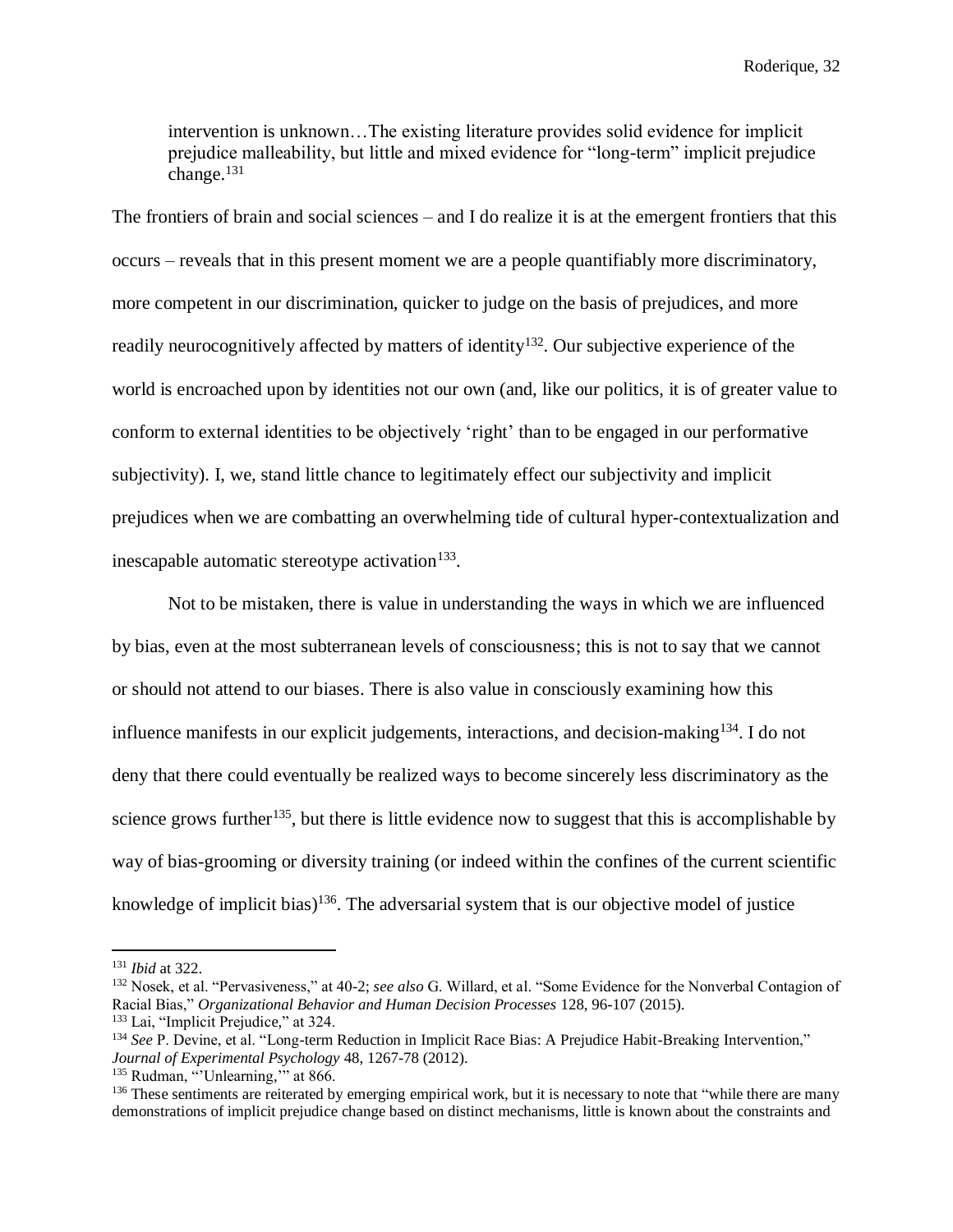> intervention is unknown…The existing literature provides solid evidence for implicit prejudice malleability, but little and mixed evidence for "long-term" implicit prejudice change.[131]

The frontiers of brain and social sciences – and I do realize it is at the emergent frontiers that this occurs – reveals that in this present moment we are a people quantifiably more discriminatory, more competent in our discrimination, quicker to judge on the basis of prejudices, and more readily neurocognitively affected by matters of identity[132]. Our subjective experience of the world is encroached upon by identities not our own (and, like our politics, it is of greater value to conform to external identities to be objectively 'right' than to be engaged in our performative subjectivity). I, we, stand little chance to legitimately effect our subjectivity and implicit prejudices when we are combatting an overwhelming tide of cultural hyper-contextualization and inescapable automatic stereotype activation[133].

Not to be mistaken, there is value in understanding the ways in which we are influenced by bias, even at the most subterranean levels of consciousness; this is not to say that we cannot or should not attend to our biases. There is also value in consciously examining how this influence manifests in our explicit judgements, interactions, and decision-making[134]. I do not deny that there could eventually be realized ways to become sincerely less discriminatory as the science grows further[135], but there is little evidence now to suggest that this is accomplishable by way of bias-grooming or diversity training (or indeed within the confines of the current scientific knowledge of implicit bias)[136]. The adversarial system that is our objective model of justice

---

[131] *Ibid* at 322.

[132] Nosek, et al. "Pervasiveness," at 40-2; *see also* G. Willard, et al. "Some Evidence for the Nonverbal Contagion of Racial Bias," *Organizational Behavior and Human Decision Processes* 128, 96-107 (2015).

[133] Lai, "Implicit Prejudice," at 324.

[134] *See* P. Devine, et al. "Long-term Reduction in Implicit Race Bias: A Prejudice Habit-Breaking Intervention," *Journal of Experimental Psychology* 48, 1267-78 (2012).

[135] Rudman, "'Unlearning,'" at 866.

[136] These sentiments are reiterated by emerging empirical work, but it is necessary to note that "while there are many demonstrations of implicit prejudice change based on distinct mechanisms, little is known about the constraints and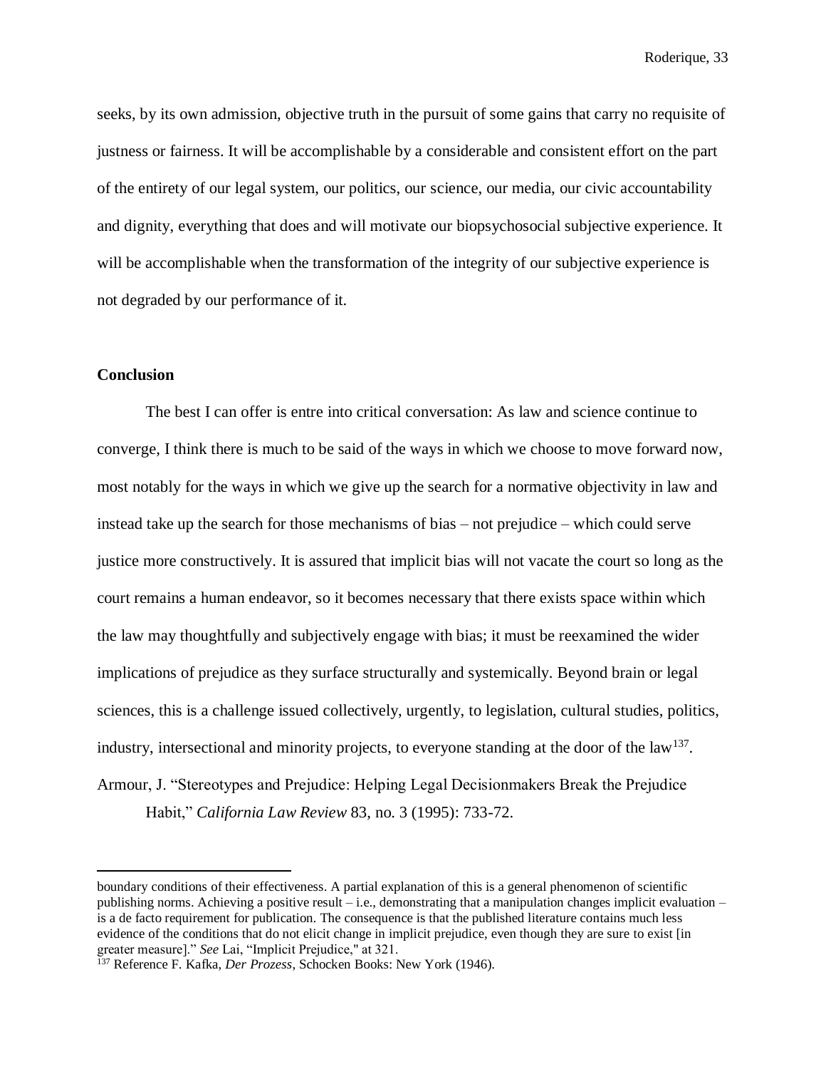seeks, by its own admission, objective truth in the pursuit of some gains that carry no requisite of justness or fairness. It will be accomplishable by a considerable and consistent effort on the part of the entirety of our legal system, our politics, our science, our media, our civic accountability and dignity, everything that does and will motivate our biopsychosocial subjective experience. It will be accomplishable when the transformation of the integrity of our subjective experience is not degraded by our performance of it.

## Conclusion

The best I can offer is entre into critical conversation: As law and science continue to converge, I think there is much to be said of the ways in which we choose to move forward now, most notably for the ways in which we give up the search for a normative objectivity in law and instead take up the search for those mechanisms of bias – not prejudice – which could serve justice more constructively. It is assured that implicit bias will not vacate the court so long as the court remains a human endeavor, so it becomes necessary that there exists space within which the law may thoughtfully and subjectively engage with bias; it must be reexamined the wider implications of prejudice as they surface structurally and systemically. Beyond brain or legal sciences, this is a challenge issued collectively, urgently, to legislation, cultural studies, politics, industry, intersectional and minority projects, to everyone standing at the door of the law[137].

Armour, J. "Stereotypes and Prejudice: Helping Legal Decisionmakers Break the Prejudice Habit," *California Law Review* 83, no. 3 (1995): 733-72.

---

boundary conditions of their effectiveness. A partial explanation of this is a general phenomenon of scientific publishing norms. Achieving a positive result – i.e., demonstrating that a manipulation changes implicit evaluation – is a de facto requirement for publication. The consequence is that the published literature contains much less evidence of the conditions that do not elicit change in implicit prejudice, even though they are sure to exist [in greater measure]." *See* Lai, "Implicit Prejudice," at 321.

[137] Reference F. Kafka, *Der Prozess*, Schocken Books: New York (1946).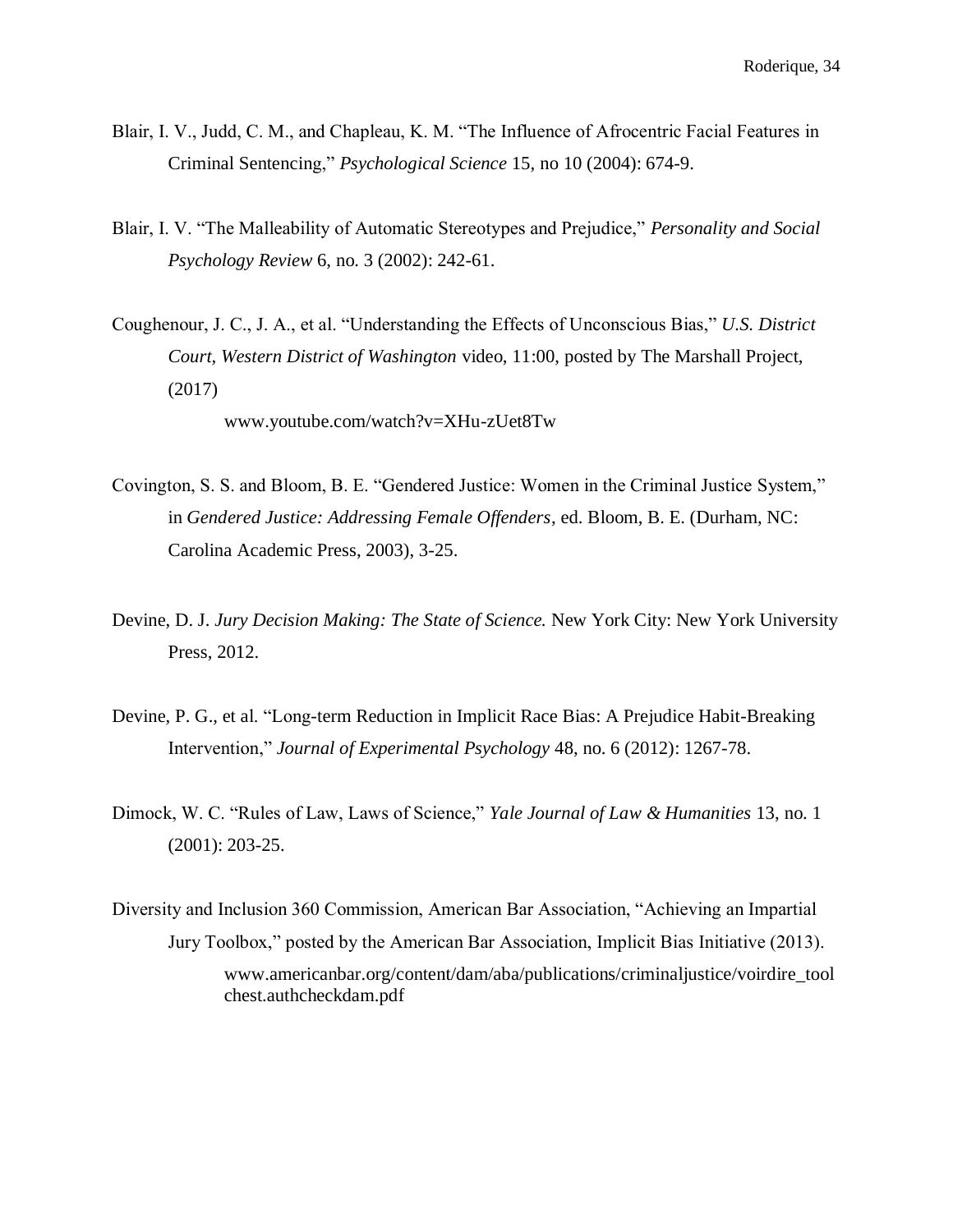Blair, I. V., Judd, C. M., and Chapleau, K. M. “The Influence of Afrocentric Facial Features in Criminal Sentencing,” *Psychological Science* 15, no 10 (2004): 674-9.

Blair, I. V. “The Malleability of Automatic Stereotypes and Prejudice,” *Personality and Social Psychology Review* 6, no. 3 (2002): 242-61.

Coughenour, J. C., J. A., et al. “Understanding the Effects of Unconscious Bias,” *U.S. District Court, Western District of Washington* video, 11:00, posted by The Marshall Project, (2017)
www.youtube.com/watch?v=XHu-zUet8Tw

Covington, S. S. and Bloom, B. E. “Gendered Justice: Women in the Criminal Justice System,” in *Gendered Justice: Addressing Female Offenders*, ed. Bloom, B. E. (Durham, NC: Carolina Academic Press, 2003), 3-25.

Devine, D. J. *Jury Decision Making: The State of Science.* New York City: New York University Press, 2012.

Devine, P. G., et al. “Long-term Reduction in Implicit Race Bias: A Prejudice Habit-Breaking Intervention,” *Journal of Experimental Psychology* 48, no. 6 (2012): 1267-78.

Dimock, W. C. “Rules of Law, Laws of Science,” *Yale Journal of Law & Humanities* 13, no. 1 (2001): 203-25.

Diversity and Inclusion 360 Commission, American Bar Association, “Achieving an Impartial Jury Toolbox,” posted by the American Bar Association, Implicit Bias Initiative (2013).
www.americanbar.org/content/dam/aba/publications/criminaljustice/voirdire_toolchest.authcheckdam.pdf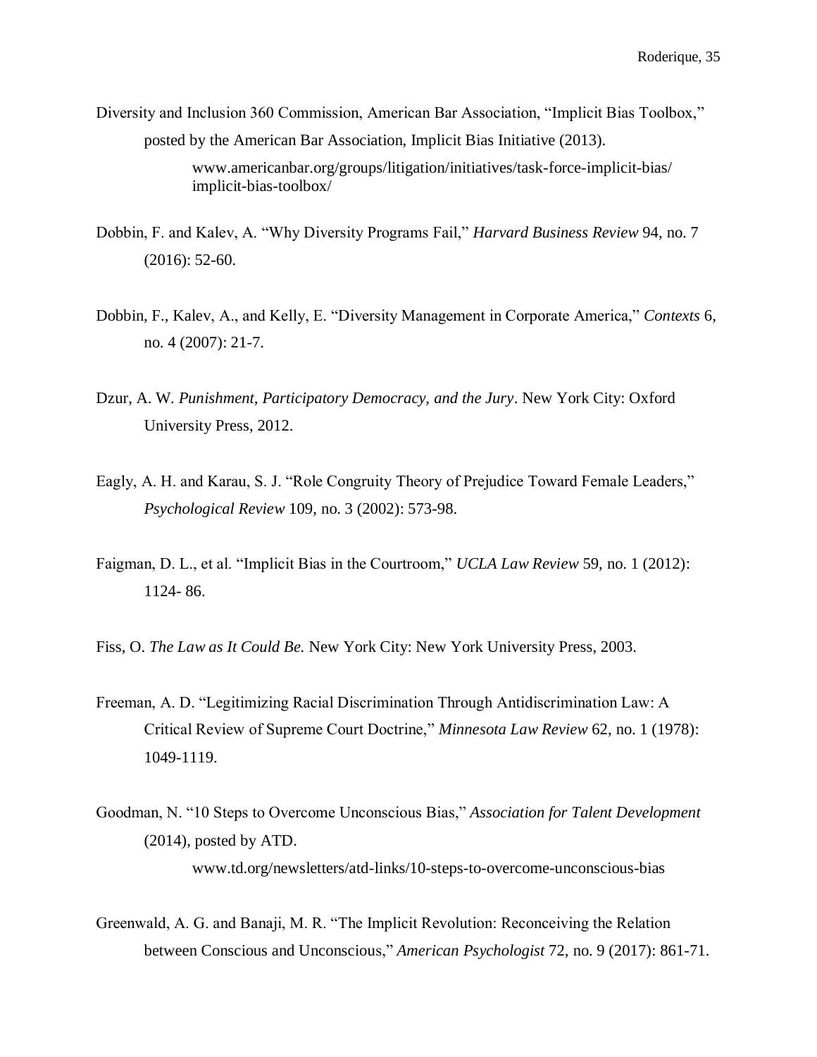Diversity and Inclusion 360 Commission, American Bar Association, "Implicit Bias Toolbox," posted by the American Bar Association, Implicit Bias Initiative (2013).
www.americanbar.org/groups/litigation/initiatives/task-force-implicit-bias/implicit-bias-toolbox/

Dobbin, F. and Kalev, A. "Why Diversity Programs Fail," *Harvard Business Review* 94, no. 7 (2016): 52-60.

Dobbin, F., Kalev, A., and Kelly, E. "Diversity Management in Corporate America," *Contexts* 6, no. 4 (2007): 21-7.

Dzur, A. W. *Punishment, Participatory Democracy, and the Jury*. New York City: Oxford University Press, 2012.

Eagly, A. H. and Karau, S. J. "Role Congruity Theory of Prejudice Toward Female Leaders," *Psychological Review* 109, no. 3 (2002): 573-98.

Faigman, D. L., et al. "Implicit Bias in the Courtroom," *UCLA Law Review* 59, no. 1 (2012): 1124- 86.

Fiss, O. *The Law as It Could Be.* New York City: New York University Press, 2003.

Freeman, A. D. "Legitimizing Racial Discrimination Through Antidiscrimination Law: A Critical Review of Supreme Court Doctrine," *Minnesota Law Review* 62, no. 1 (1978): 1049-1119.

Goodman, N. "10 Steps to Overcome Unconscious Bias," *Association for Talent Development* (2014), posted by ATD.
www.td.org/newsletters/atd-links/10-steps-to-overcome-unconscious-bias

Greenwald, A. G. and Banaji, M. R. "The Implicit Revolution: Reconceiving the Relation between Conscious and Unconscious," *American Psychologist* 72, no. 9 (2017): 861-71.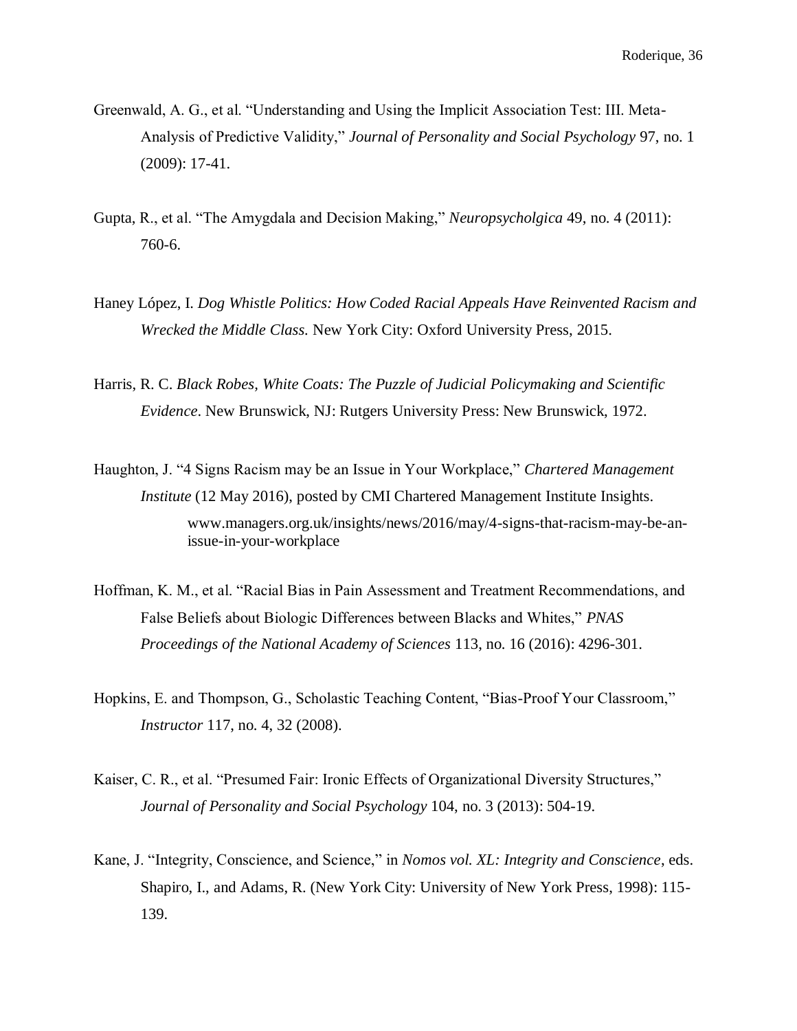Greenwald, A. G., et al. "Understanding and Using the Implicit Association Test: III. Meta-Analysis of Predictive Validity," *Journal of Personality and Social Psychology* 97, no. 1 (2009): 17-41.

Gupta, R., et al. "The Amygdala and Decision Making," *Neuropsycholgica* 49, no. 4 (2011): 760-6.

Haney López, I. *Dog Whistle Politics: How Coded Racial Appeals Have Reinvented Racism and Wrecked the Middle Class.* New York City: Oxford University Press, 2015.

Harris, R. C. *Black Robes, White Coats: The Puzzle of Judicial Policymaking and Scientific Evidence*. New Brunswick, NJ: Rutgers University Press: New Brunswick, 1972.

Haughton, J. "4 Signs Racism may be an Issue in Your Workplace," *Chartered Management Institute* (12 May 2016), posted by CMI Chartered Management Institute Insights. www.managers.org.uk/insights/news/2016/may/4-signs-that-racism-may-be-an-issue-in-your-workplace

Hoffman, K. M., et al. "Racial Bias in Pain Assessment and Treatment Recommendations, and False Beliefs about Biologic Differences between Blacks and Whites," *PNAS Proceedings of the National Academy of Sciences* 113, no. 16 (2016): 4296-301.

Hopkins, E. and Thompson, G., Scholastic Teaching Content, "Bias-Proof Your Classroom," *Instructor* 117, no. 4, 32 (2008).

Kaiser, C. R., et al. "Presumed Fair: Ironic Effects of Organizational Diversity Structures," *Journal of Personality and Social Psychology* 104, no. 3 (2013): 504-19.

Kane, J. "Integrity, Conscience, and Science," in *Nomos vol. XL: Integrity and Conscience*, eds. Shapiro, I., and Adams, R. (New York City: University of New York Press, 1998): 115-139.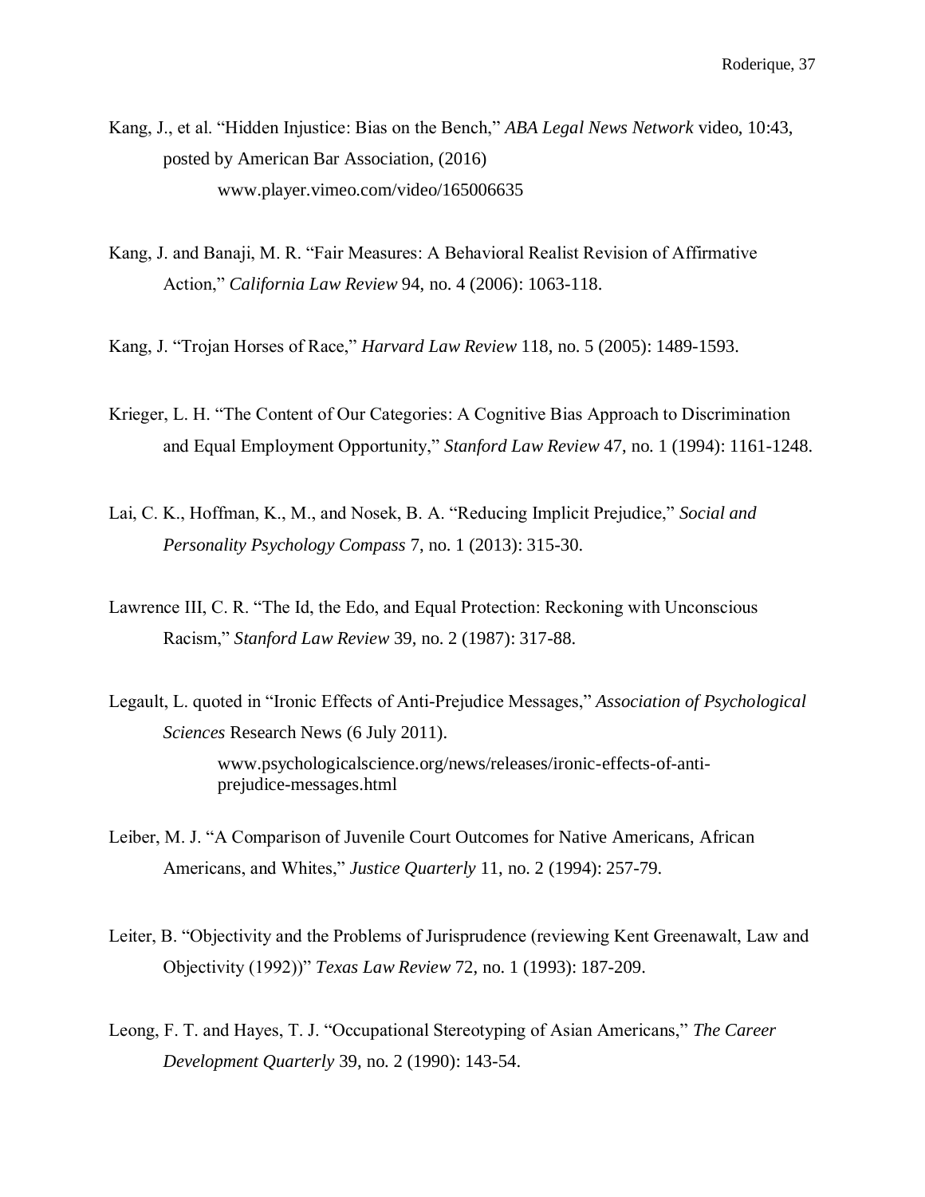Kang, J., et al. "Hidden Injustice: Bias on the Bench," *ABA Legal News Network* video, 10:43, posted by American Bar Association, (2016)
www.player.vimeo.com/video/165006635

Kang, J. and Banaji, M. R. "Fair Measures: A Behavioral Realist Revision of Affirmative Action," *California Law Review* 94, no. 4 (2006): 1063-118.

Kang, J. "Trojan Horses of Race," *Harvard Law Review* 118, no. 5 (2005): 1489-1593.

Krieger, L. H. "The Content of Our Categories: A Cognitive Bias Approach to Discrimination and Equal Employment Opportunity," *Stanford Law Review* 47, no. 1 (1994): 1161-1248.

Lai, C. K., Hoffman, K., M., and Nosek, B. A. "Reducing Implicit Prejudice," *Social and Personality Psychology Compass* 7, no. 1 (2013): 315-30.

Lawrence III, C. R. "The Id, the Edo, and Equal Protection: Reckoning with Unconscious Racism," *Stanford Law Review* 39, no. 2 (1987): 317-88.

Legault, L. quoted in "Ironic Effects of Anti-Prejudice Messages," *Association of Psychological Sciences* Research News (6 July 2011).
www.psychologicalscience.org/news/releases/ironic-effects-of-anti-prejudice-messages.html

Leiber, M. J. "A Comparison of Juvenile Court Outcomes for Native Americans, African Americans, and Whites," *Justice Quarterly* 11, no. 2 (1994): 257-79.

Leiter, B. "Objectivity and the Problems of Jurisprudence (reviewing Kent Greenawalt, Law and Objectivity (1992))" *Texas Law Review* 72, no. 1 (1993): 187-209.

Leong, F. T. and Hayes, T. J. "Occupational Stereotyping of Asian Americans," *The Career Development Quarterly* 39, no. 2 (1990): 143-54.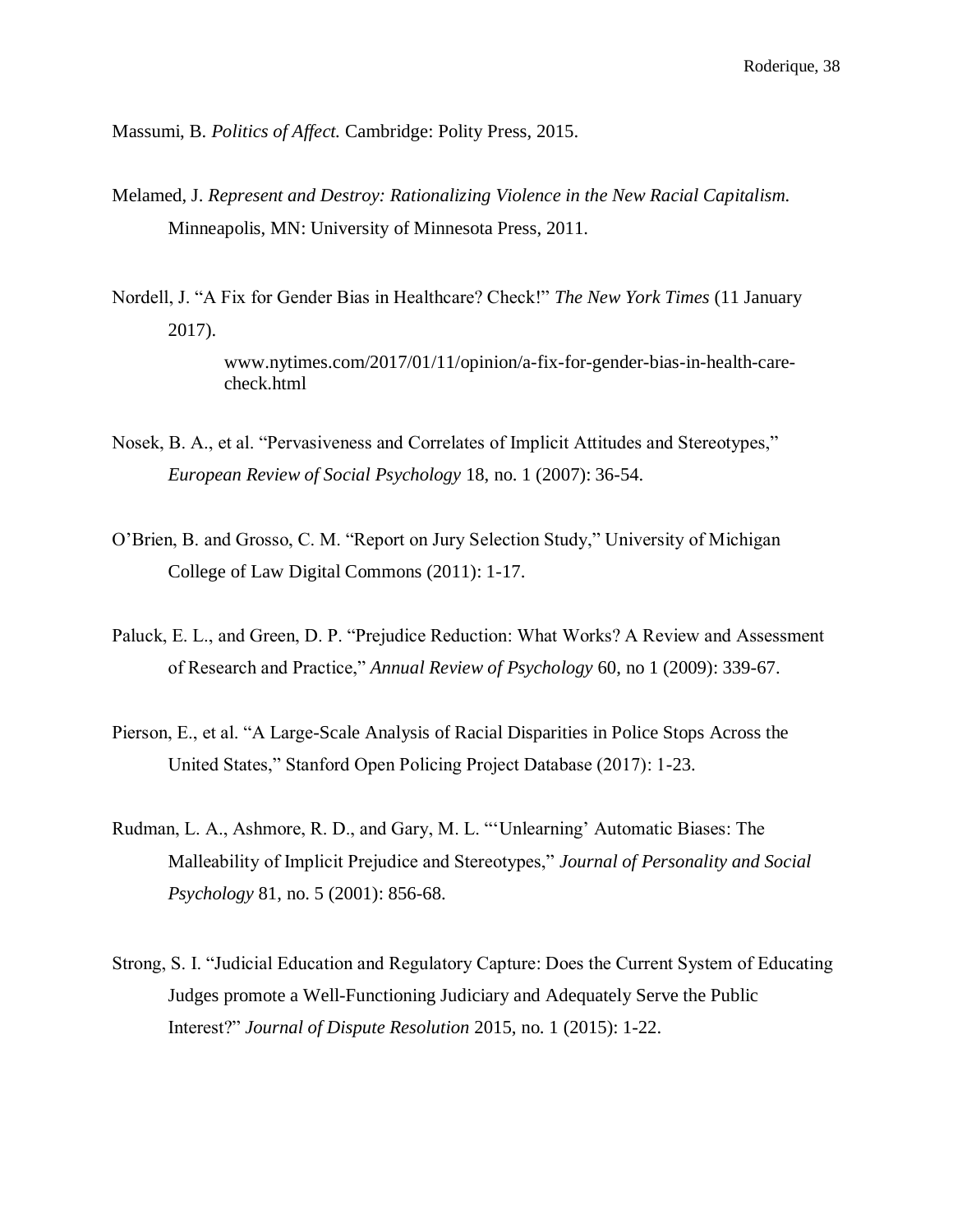Massumi, B. *Politics of Affect.* Cambridge: Polity Press, 2015.

Melamed, J. *Represent and Destroy: Rationalizing Violence in the New Racial Capitalism.* Minneapolis, MN: University of Minnesota Press, 2011.

Nordell, J. "A Fix for Gender Bias in Healthcare? Check!" *The New York Times* (11 January 2017).
www.nytimes.com/2017/01/11/opinion/a-fix-for-gender-bias-in-health-care-check.html

Nosek, B. A., et al. "Pervasiveness and Correlates of Implicit Attitudes and Stereotypes," *European Review of Social Psychology* 18, no. 1 (2007): 36-54.

O'Brien, B. and Grosso, C. M. "Report on Jury Selection Study," University of Michigan College of Law Digital Commons (2011): 1-17.

Paluck, E. L., and Green, D. P. "Prejudice Reduction: What Works? A Review and Assessment of Research and Practice," *Annual Review of Psychology* 60, no 1 (2009): 339-67.

Pierson, E., et al. "A Large-Scale Analysis of Racial Disparities in Police Stops Across the United States," Stanford Open Policing Project Database (2017): 1-23.

Rudman, L. A., Ashmore, R. D., and Gary, M. L. "'Unlearning' Automatic Biases: The Malleability of Implicit Prejudice and Stereotypes," *Journal of Personality and Social Psychology* 81, no. 5 (2001): 856-68.

Strong, S. I. "Judicial Education and Regulatory Capture: Does the Current System of Educating Judges promote a Well-Functioning Judiciary and Adequately Serve the Public Interest?" *Journal of Dispute Resolution* 2015, no. 1 (2015): 1-22.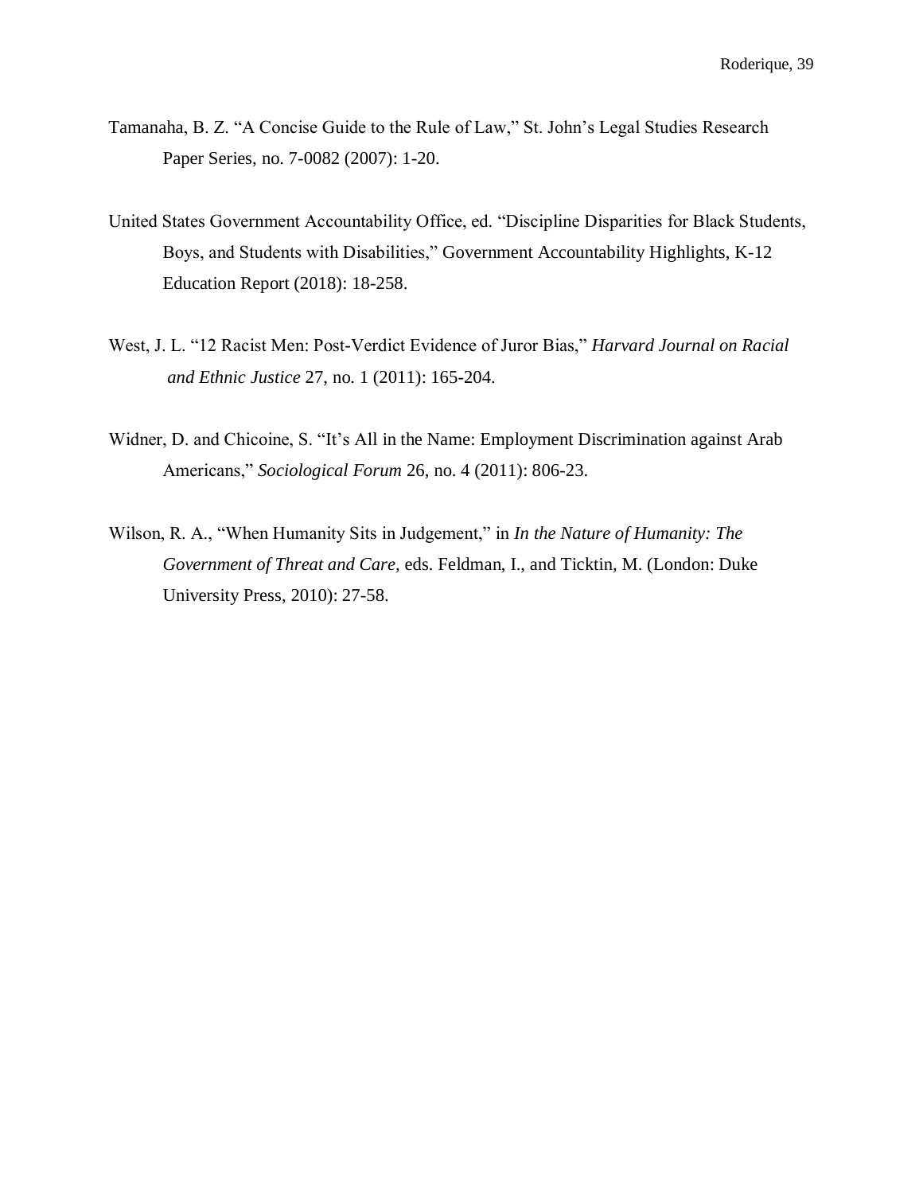Tamanaha, B. Z. "A Concise Guide to the Rule of Law," St. John's Legal Studies Research Paper Series, no. 7-0082 (2007): 1-20.

United States Government Accountability Office, ed. "Discipline Disparities for Black Students, Boys, and Students with Disabilities," Government Accountability Highlights, K-12 Education Report (2018): 18-258.

West, J. L. "12 Racist Men: Post-Verdict Evidence of Juror Bias," *Harvard Journal on Racial and Ethnic Justice* 27, no. 1 (2011): 165-204.

Widner, D. and Chicoine, S. "It's All in the Name: Employment Discrimination against Arab Americans," *Sociological Forum* 26, no. 4 (2011): 806-23.

Wilson, R. A., "When Humanity Sits in Judgement," in *In the Nature of Humanity: The Government of Threat and Care,* eds. Feldman, I., and Ticktin, M. (London: Duke University Press, 2010): 27-58.